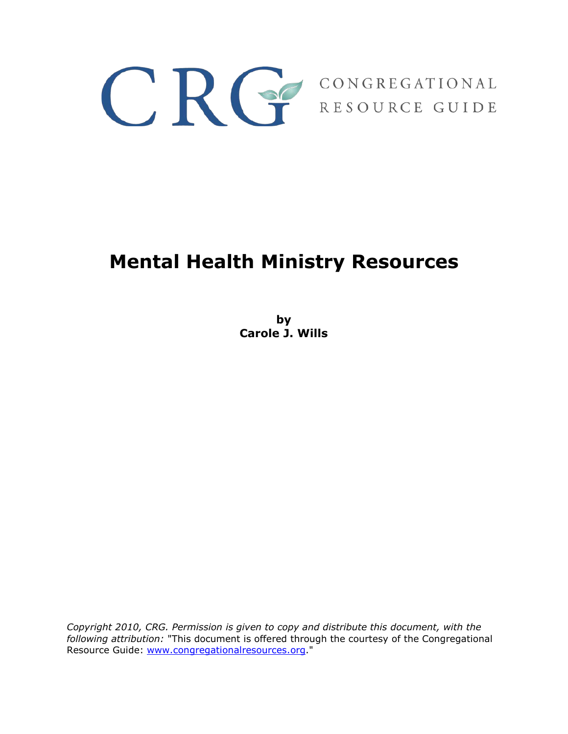CRG CONGREGATIONAL RESOURCE GUIDE

# Mental Health Ministry Resources

**by**
**Carole J. Wills**

*Copyright 2010, CRG. Permission is given to copy and distribute this document, with the following attribution:* "This document is offered through the courtesy of the Congregational Resource Guide: www.congregationalresources.org."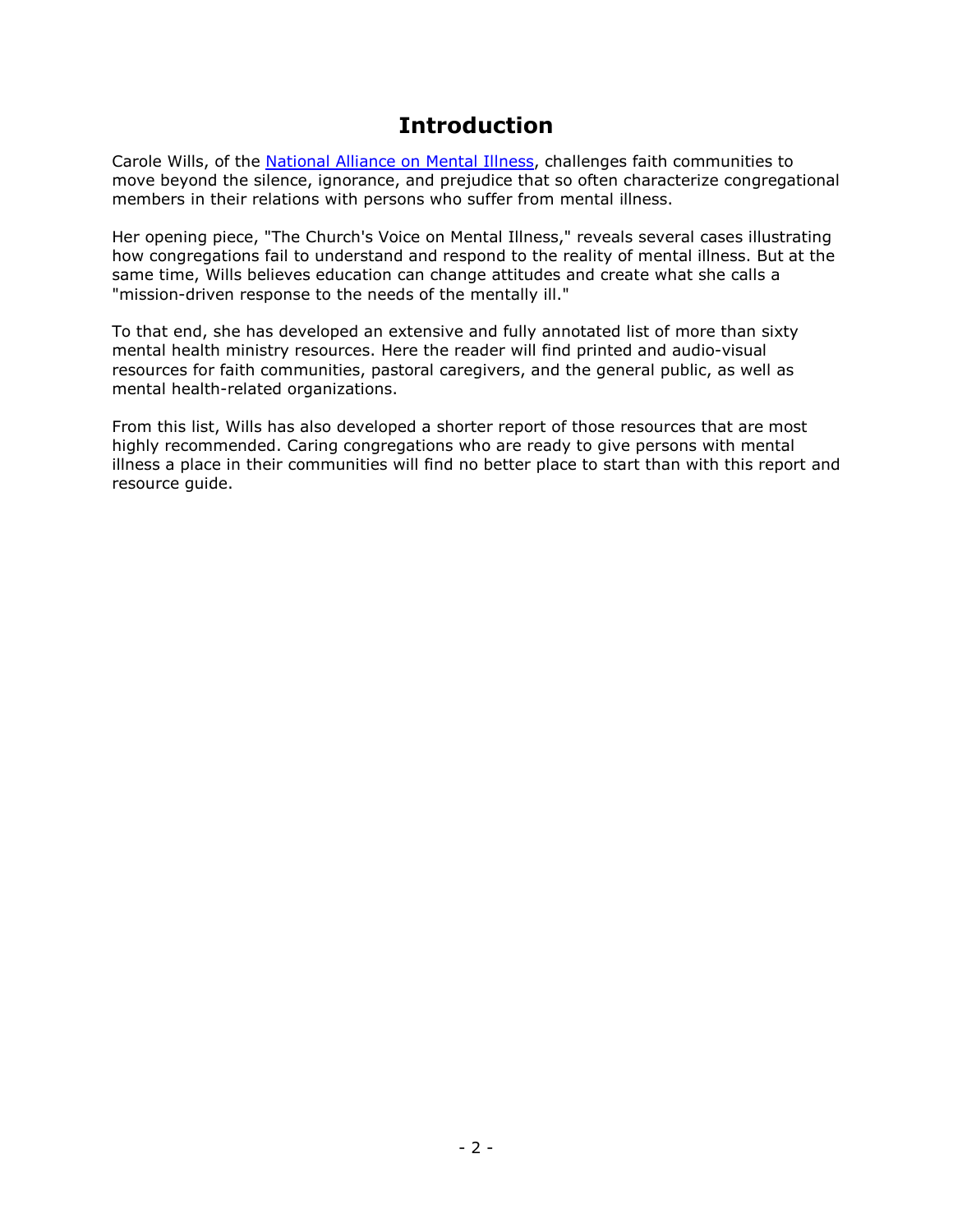# Introduction

Carole Wills, of the [National Alliance on Mental Illness](), challenges faith communities to move beyond the silence, ignorance, and prejudice that so often characterize congregational members in their relations with persons who suffer from mental illness.

Her opening piece, "The Church's Voice on Mental Illness," reveals several cases illustrating how congregations fail to understand and respond to the reality of mental illness. But at the same time, Wills believes education can change attitudes and create what she calls a "mission-driven response to the needs of the mentally ill."

To that end, she has developed an extensive and fully annotated list of more than sixty mental health ministry resources. Here the reader will find printed and audio-visual resources for faith communities, pastoral caregivers, and the general public, as well as mental health-related organizations.

From this list, Wills has also developed a shorter report of those resources that are most highly recommended. Caring congregations who are ready to give persons with mental illness a place in their communities will find no better place to start than with this report and resource guide.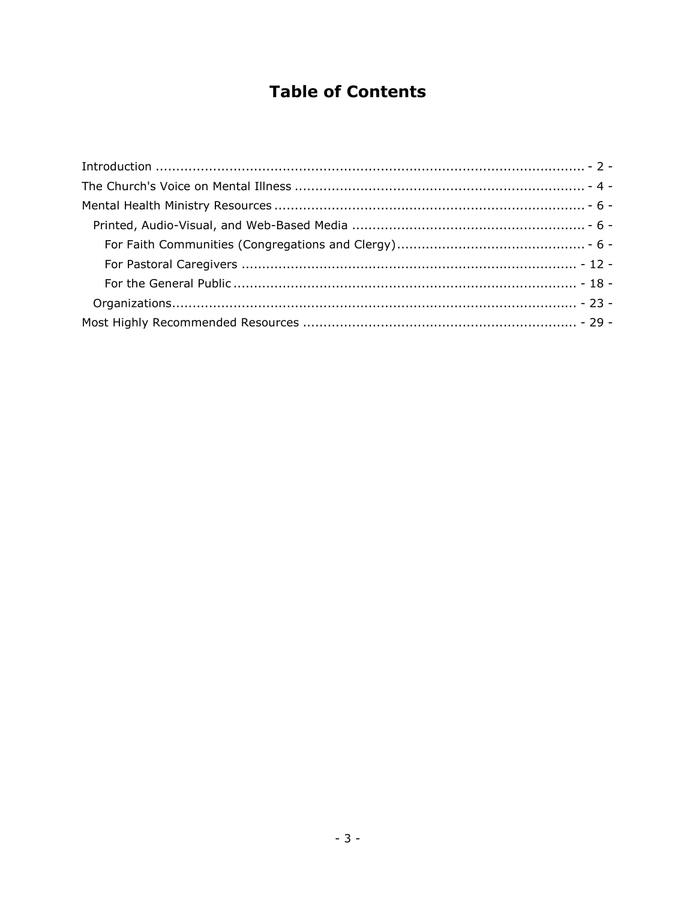# Table of Contents

- Introduction ........................................................................................ - 2 -
- The Church's Voice on Mental Illness ..................................................... - 4 -
- Mental Health Ministry Resources .......................................................... - 6 -
  - Printed, Audio-Visual, and Web-Based Media ........................................ - 6 -
    - For Faith Communities (Congregations and Clergy) ............................ - 6 -
    - For Pastoral Caregivers ................................................................ - 12 -
    - For the General Public .................................................................. - 18 -
  - Organizations ................................................................................ - 23 -
- Most Highly Recommended Resources .................................................. - 29 -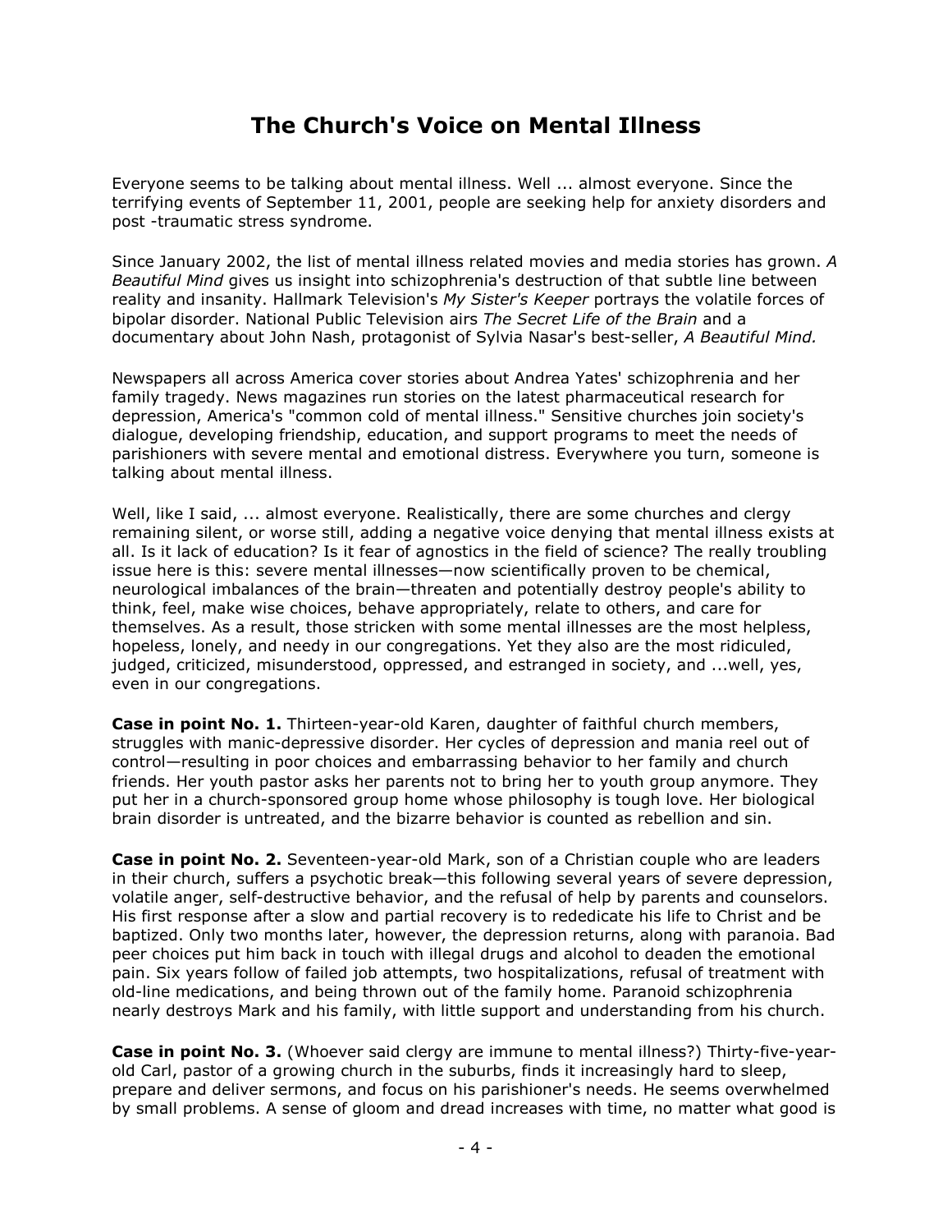# The Church's Voice on Mental Illness

Everyone seems to be talking about mental illness. Well ... almost everyone. Since the terrifying events of September 11, 2001, people are seeking help for anxiety disorders and post -traumatic stress syndrome.

Since January 2002, the list of mental illness related movies and media stories has grown. *A Beautiful Mind* gives us insight into schizophrenia's destruction of that subtle line between reality and insanity. Hallmark Television's *My Sister's Keeper* portrays the volatile forces of bipolar disorder. National Public Television airs *The Secret Life of the Brain* and a documentary about John Nash, protagonist of Sylvia Nasar's best-seller, *A Beautiful Mind.*

Newspapers all across America cover stories about Andrea Yates' schizophrenia and her family tragedy. News magazines run stories on the latest pharmaceutical research for depression, America's "common cold of mental illness." Sensitive churches join society's dialogue, developing friendship, education, and support programs to meet the needs of parishioners with severe mental and emotional distress. Everywhere you turn, someone is talking about mental illness.

Well, like I said, ... almost everyone. Realistically, there are some churches and clergy remaining silent, or worse still, adding a negative voice denying that mental illness exists at all. Is it lack of education? Is it fear of agnostics in the field of science? The really troubling issue here is this: severe mental illnesses—now scientifically proven to be chemical, neurological imbalances of the brain—threaten and potentially destroy people's ability to think, feel, make wise choices, behave appropriately, relate to others, and care for themselves. As a result, those stricken with some mental illnesses are the most helpless, hopeless, lonely, and needy in our congregations. Yet they also are the most ridiculed, judged, criticized, misunderstood, oppressed, and estranged in society, and ...well, yes, even in our congregations.

**Case in point No. 1.** Thirteen-year-old Karen, daughter of faithful church members, struggles with manic-depressive disorder. Her cycles of depression and mania reel out of control—resulting in poor choices and embarrassing behavior to her family and church friends. Her youth pastor asks her parents not to bring her to youth group anymore. They put her in a church-sponsored group home whose philosophy is tough love. Her biological brain disorder is untreated, and the bizarre behavior is counted as rebellion and sin.

**Case in point No. 2.** Seventeen-year-old Mark, son of a Christian couple who are leaders in their church, suffers a psychotic break—this following several years of severe depression, volatile anger, self-destructive behavior, and the refusal of help by parents and counselors. His first response after a slow and partial recovery is to rededicate his life to Christ and be baptized. Only two months later, however, the depression returns, along with paranoia. Bad peer choices put him back in touch with illegal drugs and alcohol to deaden the emotional pain. Six years follow of failed job attempts, two hospitalizations, refusal of treatment with old-line medications, and being thrown out of the family home. Paranoid schizophrenia nearly destroys Mark and his family, with little support and understanding from his church.

**Case in point No. 3.** (Whoever said clergy are immune to mental illness?) Thirty-five-year-old Carl, pastor of a growing church in the suburbs, finds it increasingly hard to sleep, prepare and deliver sermons, and focus on his parishioner's needs. He seems overwhelmed by small problems. A sense of gloom and dread increases with time, no matter what good is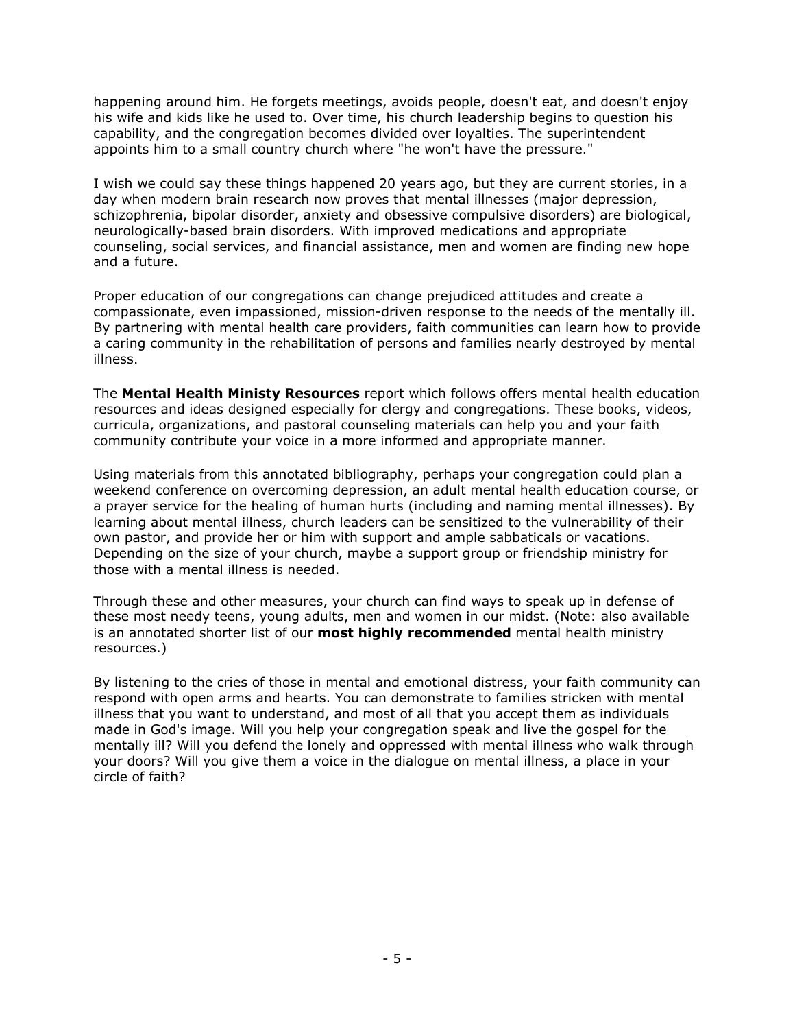happening around him. He forgets meetings, avoids people, doesn't eat, and doesn't enjoy his wife and kids like he used to. Over time, his church leadership begins to question his capability, and the congregation becomes divided over loyalties. The superintendent appoints him to a small country church where "he won't have the pressure."

I wish we could say these things happened 20 years ago, but they are current stories, in a day when modern brain research now proves that mental illnesses (major depression, schizophrenia, bipolar disorder, anxiety and obsessive compulsive disorders) are biological, neurologically-based brain disorders. With improved medications and appropriate counseling, social services, and financial assistance, men and women are finding new hope and a future.

Proper education of our congregations can change prejudiced attitudes and create a compassionate, even impassioned, mission-driven response to the needs of the mentally ill. By partnering with mental health care providers, faith communities can learn how to provide a caring community in the rehabilitation of persons and families nearly destroyed by mental illness.

The **Mental Health Ministy Resources** report which follows offers mental health education resources and ideas designed especially for clergy and congregations. These books, videos, curricula, organizations, and pastoral counseling materials can help you and your faith community contribute your voice in a more informed and appropriate manner.

Using materials from this annotated bibliography, perhaps your congregation could plan a weekend conference on overcoming depression, an adult mental health education course, or a prayer service for the healing of human hurts (including and naming mental illnesses). By learning about mental illness, church leaders can be sensitized to the vulnerability of their own pastor, and provide her or him with support and ample sabbaticals or vacations. Depending on the size of your church, maybe a support group or friendship ministry for those with a mental illness is needed.

Through these and other measures, your church can find ways to speak up in defense of these most needy teens, young adults, men and women in our midst. (Note: also available is an annotated shorter list of our **most highly recommended** mental health ministry resources.)

By listening to the cries of those in mental and emotional distress, your faith community can respond with open arms and hearts. You can demonstrate to families stricken with mental illness that you want to understand, and most of all that you accept them as individuals made in God's image. Will you help your congregation speak and live the gospel for the mentally ill? Will you defend the lonely and oppressed with mental illness who walk through your doors? Will you give them a voice in the dialogue on mental illness, a place in your circle of faith?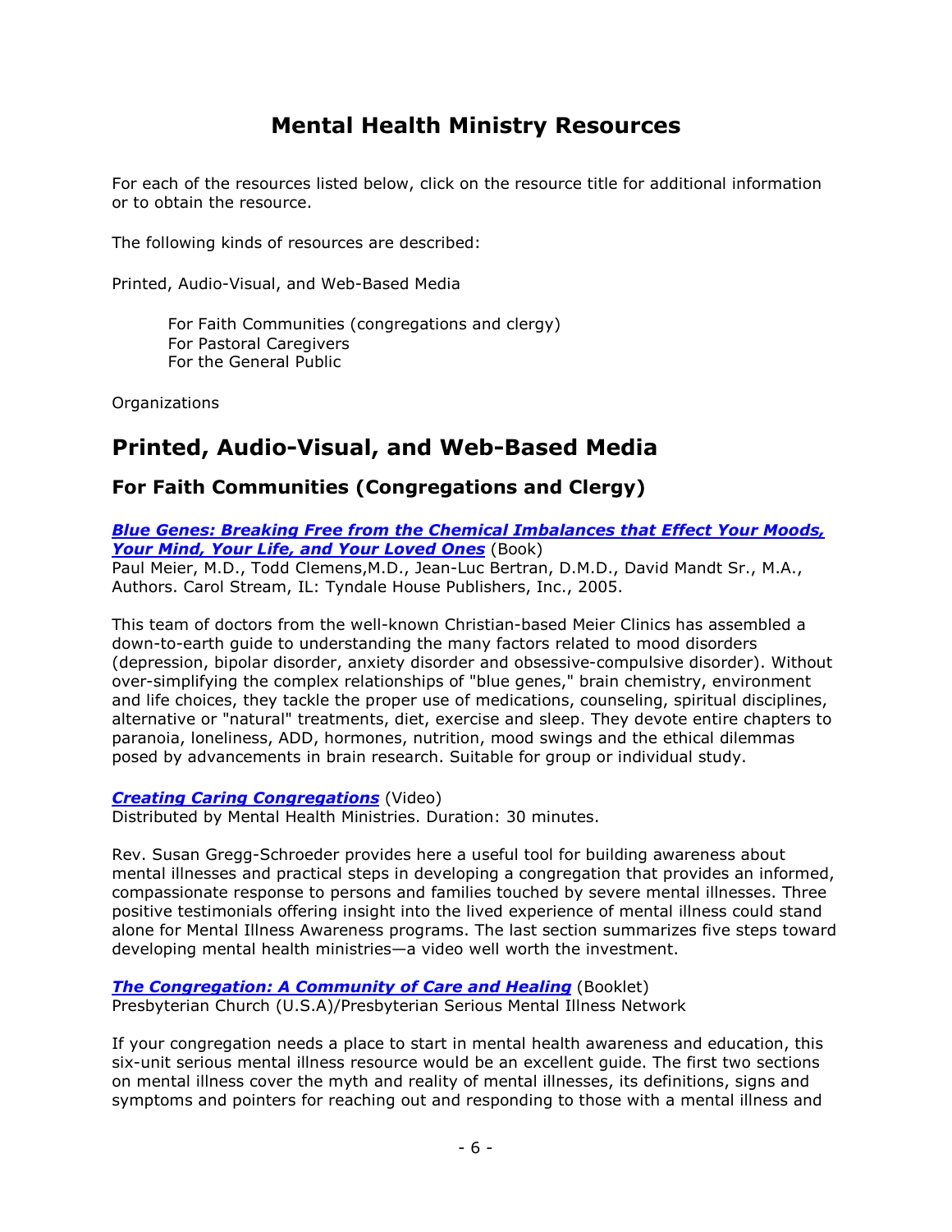# Mental Health Ministry Resources

For each of the resources listed below, click on the resource title for additional information or to obtain the resource.

The following kinds of resources are described:

Printed, Audio-Visual, and Web-Based Media

- For Faith Communities (congregations and clergy)
- For Pastoral Caregivers
- For the General Public

Organizations

## Printed, Audio-Visual, and Web-Based Media

### For Faith Communities (Congregations and Clergy)

***Blue Genes: Breaking Free from the Chemical Imbalances that Effect Your Moods, Your Mind, Your Life, and Your Loved Ones*** (Book)
Paul Meier, M.D., Todd Clemens,M.D., Jean-Luc Bertran, D.M.D., David Mandt Sr., M.A., Authors. Carol Stream, IL: Tyndale House Publishers, Inc., 2005.

This team of doctors from the well-known Christian-based Meier Clinics has assembled a down-to-earth guide to understanding the many factors related to mood disorders (depression, bipolar disorder, anxiety disorder and obsessive-compulsive disorder). Without over-simplifying the complex relationships of "blue genes," brain chemistry, environment and life choices, they tackle the proper use of medications, counseling, spiritual disciplines, alternative or "natural" treatments, diet, exercise and sleep. They devote entire chapters to paranoia, loneliness, ADD, hormones, nutrition, mood swings and the ethical dilemmas posed by advancements in brain research. Suitable for group or individual study.

***Creating Caring Congregations*** (Video)
Distributed by Mental Health Ministries. Duration: 30 minutes.

Rev. Susan Gregg-Schroeder provides here a useful tool for building awareness about mental illnesses and practical steps in developing a congregation that provides an informed, compassionate response to persons and families touched by severe mental illnesses. Three positive testimonials offering insight into the lived experience of mental illness could stand alone for Mental Illness Awareness programs. The last section summarizes five steps toward developing mental health ministries—a video well worth the investment.

***The Congregation: A Community of Care and Healing*** (Booklet)
Presbyterian Church (U.S.A)/Presbyterian Serious Mental Illness Network

If your congregation needs a place to start in mental health awareness and education, this six-unit serious mental illness resource would be an excellent guide. The first two sections on mental illness cover the myth and reality of mental illnesses, its definitions, signs and symptoms and pointers for reaching out and responding to those with a mental illness and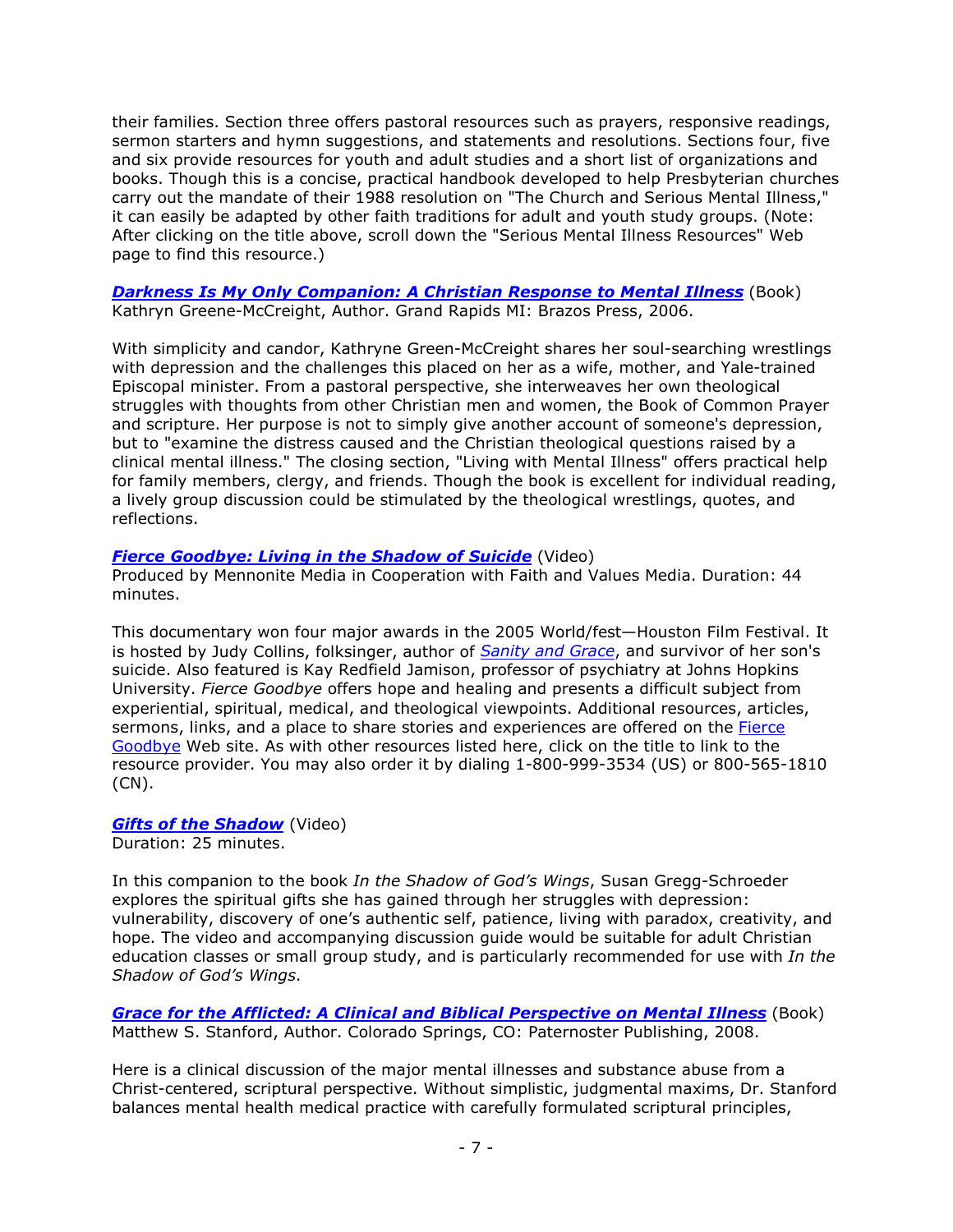their families. Section three offers pastoral resources such as prayers, responsive readings, sermon starters and hymn suggestions, and statements and resolutions. Sections four, five and six provide resources for youth and adult studies and a short list of organizations and books. Though this is a concise, practical handbook developed to help Presbyterian churches carry out the mandate of their 1988 resolution on "The Church and Serious Mental Illness," it can easily be adapted by other faith traditions for adult and youth study groups. (Note: After clicking on the title above, scroll down the "Serious Mental Illness Resources" Web page to find this resource.)

***Darkness Is My Only Companion: A Christian Response to Mental Illness*** (Book)
Kathryn Greene-McCreight, Author. Grand Rapids MI: Brazos Press, 2006.

With simplicity and candor, Kathryne Green-McCreight shares her soul-searching wrestlings with depression and the challenges this placed on her as a wife, mother, and Yale-trained Episcopal minister. From a pastoral perspective, she interweaves her own theological struggles with thoughts from other Christian men and women, the Book of Common Prayer and scripture. Her purpose is not to simply give another account of someone's depression, but to "examine the distress caused and the Christian theological questions raised by a clinical mental illness." The closing section, "Living with Mental Illness" offers practical help for family members, clergy, and friends. Though the book is excellent for individual reading, a lively group discussion could be stimulated by the theological wrestlings, quotes, and reflections.

***Fierce Goodbye: Living in the Shadow of Suicide*** (Video)
Produced by Mennonite Media in Cooperation with Faith and Values Media. Duration: 44 minutes.

This documentary won four major awards in the 2005 World/fest—Houston Film Festival. It is hosted by Judy Collins, folksinger, author of *Sanity and Grace*, and survivor of her son's suicide. Also featured is Kay Redfield Jamison, professor of psychiatry at Johns Hopkins University. *Fierce Goodbye* offers hope and healing and presents a difficult subject from experiential, spiritual, medical, and theological viewpoints. Additional resources, articles, sermons, links, and a place to share stories and experiences are offered on the Fierce Goodbye Web site. As with other resources listed here, click on the title to link to the resource provider. You may also order it by dialing 1-800-999-3534 (US) or 800-565-1810 (CN).

***Gifts of the Shadow*** (Video)
Duration: 25 minutes.

In this companion to the book *In the Shadow of God's Wings*, Susan Gregg-Schroeder explores the spiritual gifts she has gained through her struggles with depression: vulnerability, discovery of one's authentic self, patience, living with paradox, creativity, and hope. The video and accompanying discussion guide would be suitable for adult Christian education classes or small group study, and is particularly recommended for use with *In the Shadow of God's Wings*.

***Grace for the Afflicted: A Clinical and Biblical Perspective on Mental Illness*** (Book)
Matthew S. Stanford, Author. Colorado Springs, CO: Paternoster Publishing, 2008.

Here is a clinical discussion of the major mental illnesses and substance abuse from a Christ-centered, scriptural perspective. Without simplistic, judgmental maxims, Dr. Stanford balances mental health medical practice with carefully formulated scriptural principles,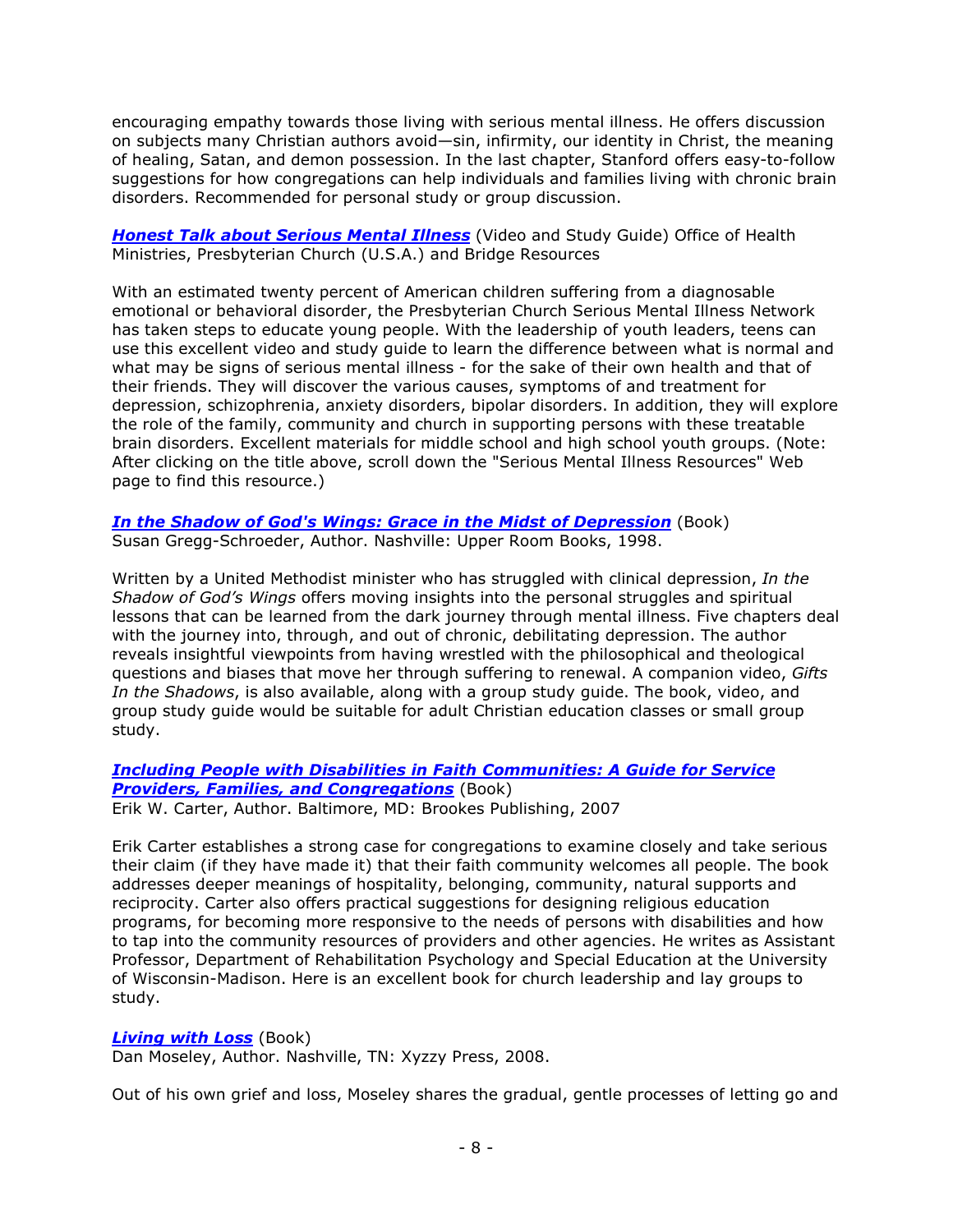encouraging empathy towards those living with serious mental illness. He offers discussion on subjects many Christian authors avoid—sin, infirmity, our identity in Christ, the meaning of healing, Satan, and demon possession. In the last chapter, Stanford offers easy-to-follow suggestions for how congregations can help individuals and families living with chronic brain disorders. Recommended for personal study or group discussion.

***Honest Talk about Serious Mental Illness*** (Video and Study Guide) Office of Health Ministries, Presbyterian Church (U.S.A.) and Bridge Resources

With an estimated twenty percent of American children suffering from a diagnosable emotional or behavioral disorder, the Presbyterian Church Serious Mental Illness Network has taken steps to educate young people. With the leadership of youth leaders, teens can use this excellent video and study guide to learn the difference between what is normal and what may be signs of serious mental illness - for the sake of their own health and that of their friends. They will discover the various causes, symptoms of and treatment for depression, schizophrenia, anxiety disorders, bipolar disorders. In addition, they will explore the role of the family, community and church in supporting persons with these treatable brain disorders. Excellent materials for middle school and high school youth groups. (Note: After clicking on the title above, scroll down the "Serious Mental Illness Resources" Web page to find this resource.)

***In the Shadow of God's Wings: Grace in the Midst of Depression*** (Book)
Susan Gregg-Schroeder, Author. Nashville: Upper Room Books, 1998.

Written by a United Methodist minister who has struggled with clinical depression, *In the Shadow of God's Wings* offers moving insights into the personal struggles and spiritual lessons that can be learned from the dark journey through mental illness. Five chapters deal with the journey into, through, and out of chronic, debilitating depression. The author reveals insightful viewpoints from having wrestled with the philosophical and theological questions and biases that move her through suffering to renewal. A companion video, *Gifts In the Shadows*, is also available, along with a group study guide. The book, video, and group study guide would be suitable for adult Christian education classes or small group study.

***Including People with Disabilities in Faith Communities: A Guide for Service Providers, Families, and Congregations*** (Book)
Erik W. Carter, Author. Baltimore, MD: Brookes Publishing, 2007

Erik Carter establishes a strong case for congregations to examine closely and take serious their claim (if they have made it) that their faith community welcomes all people. The book addresses deeper meanings of hospitality, belonging, community, natural supports and reciprocity. Carter also offers practical suggestions for designing religious education programs, for becoming more responsive to the needs of persons with disabilities and how to tap into the community resources of providers and other agencies. He writes as Assistant Professor, Department of Rehabilitation Psychology and Special Education at the University of Wisconsin-Madison. Here is an excellent book for church leadership and lay groups to study.

***Living with Loss*** (Book)
Dan Moseley, Author. Nashville, TN: Xyzzy Press, 2008.

Out of his own grief and loss, Moseley shares the gradual, gentle processes of letting go and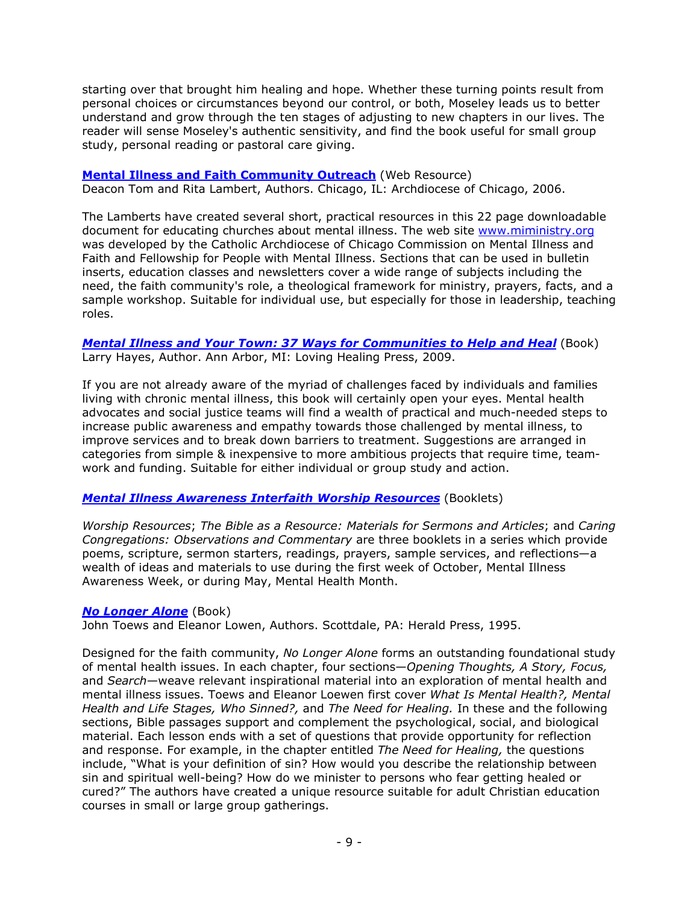starting over that brought him healing and hope. Whether these turning points result from personal choices or circumstances beyond our control, or both, Moseley leads us to better understand and grow through the ten stages of adjusting to new chapters in our lives. The reader will sense Moseley's authentic sensitivity, and find the book useful for small group study, personal reading or pastoral care giving.

**Mental Illness and Faith Community Outreach** (Web Resource)
Deacon Tom and Rita Lambert, Authors. Chicago, IL: Archdiocese of Chicago, 2006.

The Lamberts have created several short, practical resources in this 22 page downloadable document for educating churches about mental illness. The web site www.miministry.org was developed by the Catholic Archdiocese of Chicago Commission on Mental Illness and Faith and Fellowship for People with Mental Illness. Sections that can be used in bulletin inserts, education classes and newsletters cover a wide range of subjects including the need, the faith community's role, a theological framework for ministry, prayers, facts, and a sample workshop. Suitable for individual use, but especially for those in leadership, teaching roles.

***Mental Illness and Your Town: 37 Ways for Communities to Help and Heal*** (Book)
Larry Hayes, Author. Ann Arbor, MI: Loving Healing Press, 2009.

If you are not already aware of the myriad of challenges faced by individuals and families living with chronic mental illness, this book will certainly open your eyes. Mental health advocates and social justice teams will find a wealth of practical and much-needed steps to increase public awareness and empathy towards those challenged by mental illness, to improve services and to break down barriers to treatment. Suggestions are arranged in categories from simple & inexpensive to more ambitious projects that require time, team-work and funding. Suitable for either individual or group study and action.

***Mental Illness Awareness Interfaith Worship Resources*** (Booklets)

*Worship Resources*; *The Bible as a Resource: Materials for Sermons and Articles*; and *Caring Congregations: Observations and Commentary* are three booklets in a series which provide poems, scripture, sermon starters, readings, prayers, sample services, and reflections—a wealth of ideas and materials to use during the first week of October, Mental Illness Awareness Week, or during May, Mental Health Month.

***No Longer Alone*** (Book)
John Toews and Eleanor Lowen, Authors. Scottdale, PA: Herald Press, 1995.

Designed for the faith community, *No Longer Alone* forms an outstanding foundational study of mental health issues. In each chapter, four sections—*Opening Thoughts, A Story, Focus,* and *Search*—weave relevant inspirational material into an exploration of mental health and mental illness issues. Toews and Eleanor Loewen first cover *What Is Mental Health?, Mental Health and Life Stages, Who Sinned?,* and *The Need for Healing.* In these and the following sections, Bible passages support and complement the psychological, social, and biological material. Each lesson ends with a set of questions that provide opportunity for reflection and response. For example, in the chapter entitled *The Need for Healing,* the questions include, "What is your definition of sin? How would you describe the relationship between sin and spiritual well-being? How do we minister to persons who fear getting healed or cured?" The authors have created a unique resource suitable for adult Christian education courses in small or large group gatherings.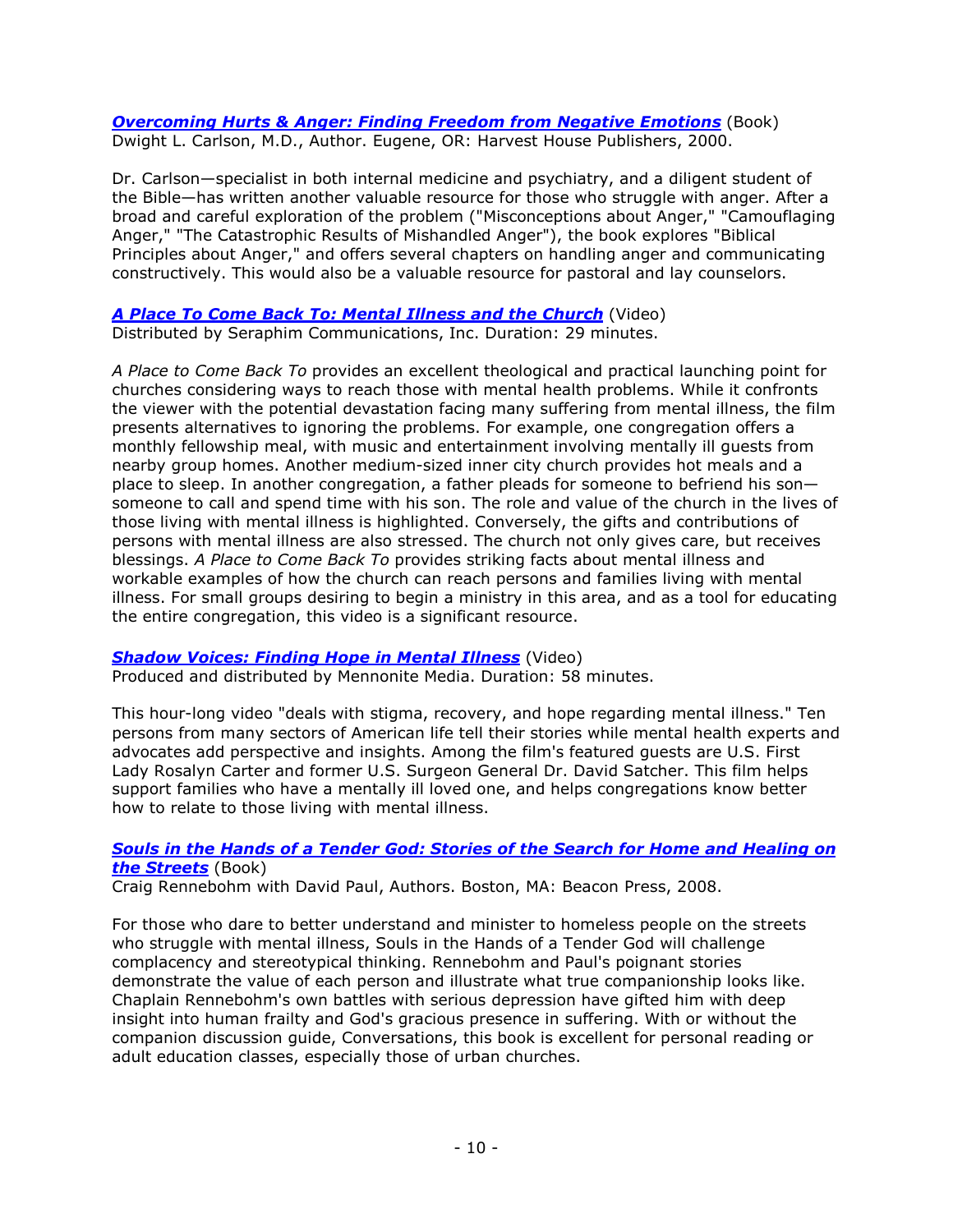***Overcoming Hurts & Anger: Finding Freedom from Negative Emotions*** (Book)
Dwight L. Carlson, M.D., Author. Eugene, OR: Harvest House Publishers, 2000.

Dr. Carlson—specialist in both internal medicine and psychiatry, and a diligent student of the Bible—has written another valuable resource for those who struggle with anger. After a broad and careful exploration of the problem ("Misconceptions about Anger," "Camouflaging Anger," "The Catastrophic Results of Mishandled Anger"), the book explores "Biblical Principles about Anger," and offers several chapters on handling anger and communicating constructively. This would also be a valuable resource for pastoral and lay counselors.

***A Place To Come Back To: Mental Illness and the Church*** (Video)
Distributed by Seraphim Communications, Inc. Duration: 29 minutes.

*A Place to Come Back To* provides an excellent theological and practical launching point for churches considering ways to reach those with mental health problems. While it confronts the viewer with the potential devastation facing many suffering from mental illness, the film presents alternatives to ignoring the problems. For example, one congregation offers a monthly fellowship meal, with music and entertainment involving mentally ill guests from nearby group homes. Another medium-sized inner city church provides hot meals and a place to sleep. In another congregation, a father pleads for someone to befriend his son—someone to call and spend time with his son. The role and value of the church in the lives of those living with mental illness is highlighted. Conversely, the gifts and contributions of persons with mental illness are also stressed. The church not only gives care, but receives blessings. *A Place to Come Back To* provides striking facts about mental illness and workable examples of how the church can reach persons and families living with mental illness. For small groups desiring to begin a ministry in this area, and as a tool for educating the entire congregation, this video is a significant resource.

***Shadow Voices: Finding Hope in Mental Illness*** (Video)
Produced and distributed by Mennonite Media. Duration: 58 minutes.

This hour-long video "deals with stigma, recovery, and hope regarding mental illness." Ten persons from many sectors of American life tell their stories while mental health experts and advocates add perspective and insights. Among the film's featured guests are U.S. First Lady Rosalyn Carter and former U.S. Surgeon General Dr. David Satcher. This film helps support families who have a mentally ill loved one, and helps congregations know better how to relate to those living with mental illness.

***Souls in the Hands of a Tender God: Stories of the Search for Home and Healing on the Streets*** (Book)
Craig Rennebohm with David Paul, Authors. Boston, MA: Beacon Press, 2008.

For those who dare to better understand and minister to homeless people on the streets who struggle with mental illness, Souls in the Hands of a Tender God will challenge complacency and stereotypical thinking. Rennebohm and Paul's poignant stories demonstrate the value of each person and illustrate what true companionship looks like. Chaplain Rennebohm's own battles with serious depression have gifted him with deep insight into human frailty and God's gracious presence in suffering. With or without the companion discussion guide, Conversations, this book is excellent for personal reading or adult education classes, especially those of urban churches.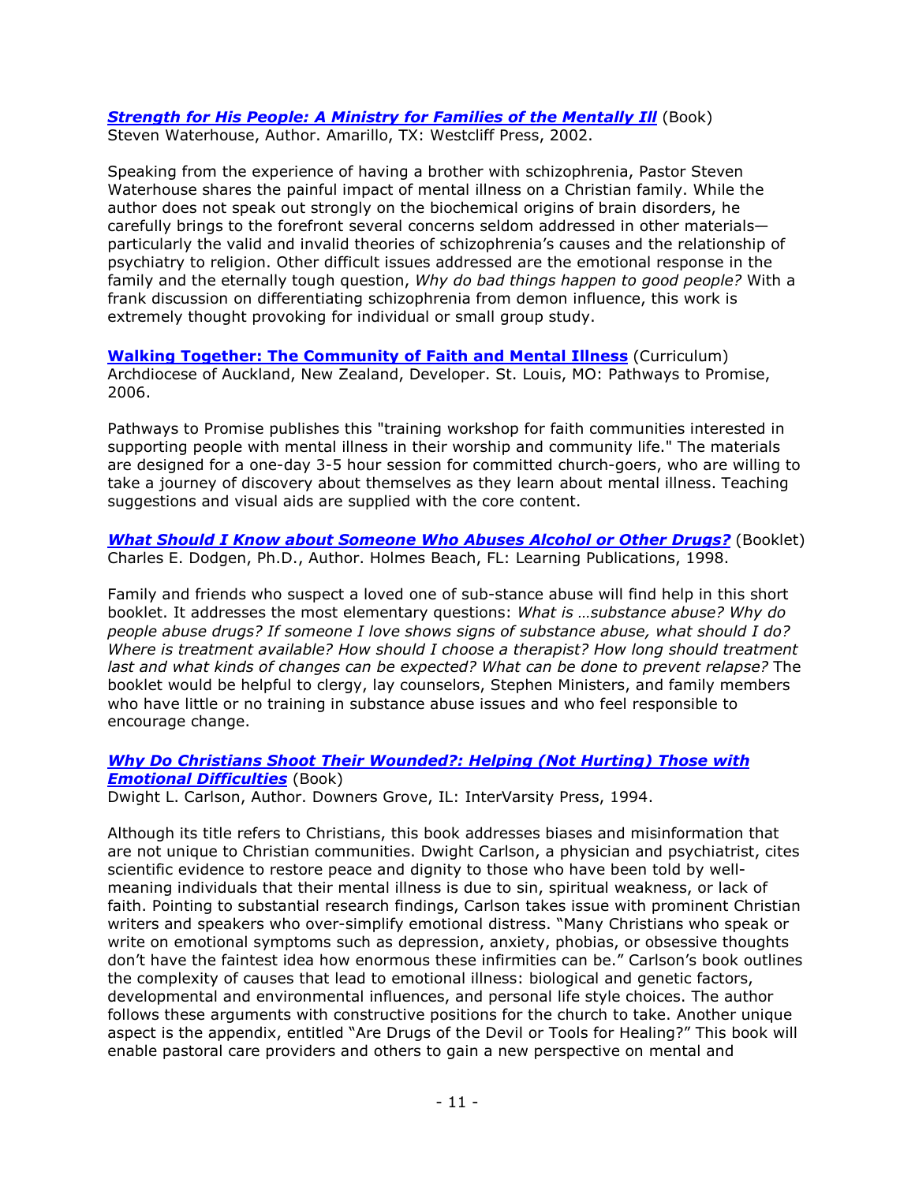***[Strength for His People: A Ministry for Families of the Mentally Ill](#)*** (Book)
Steven Waterhouse, Author. Amarillo, TX: Westcliff Press, 2002.

Speaking from the experience of having a brother with schizophrenia, Pastor Steven Waterhouse shares the painful impact of mental illness on a Christian family. While the author does not speak out strongly on the biochemical origins of brain disorders, he carefully brings to the forefront several concerns seldom addressed in other materials—particularly the valid and invalid theories of schizophrenia's causes and the relationship of psychiatry to religion. Other difficult issues addressed are the emotional response in the family and the eternally tough question, *Why do bad things happen to good people?* With a frank discussion on differentiating schizophrenia from demon influence, this work is extremely thought provoking for individual or small group study.

**[Walking Together: The Community of Faith and Mental Illness](#)** (Curriculum)
Archdiocese of Auckland, New Zealand, Developer. St. Louis, MO: Pathways to Promise, 2006.

Pathways to Promise publishes this "training workshop for faith communities interested in supporting people with mental illness in their worship and community life." The materials are designed for a one-day 3-5 hour session for committed church-goers, who are willing to take a journey of discovery about themselves as they learn about mental illness. Teaching suggestions and visual aids are supplied with the core content.

***[What Should I Know about Someone Who Abuses Alcohol or Other Drugs?](#)*** (Booklet)
Charles E. Dodgen, Ph.D., Author. Holmes Beach, FL: Learning Publications, 1998.

Family and friends who suspect a loved one of sub-stance abuse will find help in this short booklet. It addresses the most elementary questions: *What is …substance abuse? Why do people abuse drugs? If someone I love shows signs of substance abuse, what should I do? Where is treatment available? How should I choose a therapist? How long should treatment last and what kinds of changes can be expected? What can be done to prevent relapse?* The booklet would be helpful to clergy, lay counselors, Stephen Ministers, and family members who have little or no training in substance abuse issues and who feel responsible to encourage change.

***[Why Do Christians Shoot Their Wounded?: Helping (Not Hurting) Those with Emotional Difficulties](#)*** (Book)
Dwight L. Carlson, Author. Downers Grove, IL: InterVarsity Press, 1994.

Although its title refers to Christians, this book addresses biases and misinformation that are not unique to Christian communities. Dwight Carlson, a physician and psychiatrist, cites scientific evidence to restore peace and dignity to those who have been told by well-meaning individuals that their mental illness is due to sin, spiritual weakness, or lack of faith. Pointing to substantial research findings, Carlson takes issue with prominent Christian writers and speakers who over-simplify emotional distress. "Many Christians who speak or write on emotional symptoms such as depression, anxiety, phobias, or obsessive thoughts don't have the faintest idea how enormous these infirmities can be." Carlson's book outlines the complexity of causes that lead to emotional illness: biological and genetic factors, developmental and environmental influences, and personal life style choices. The author follows these arguments with constructive positions for the church to take. Another unique aspect is the appendix, entitled "Are Drugs of the Devil or Tools for Healing?" This book will enable pastoral care providers and others to gain a new perspective on mental and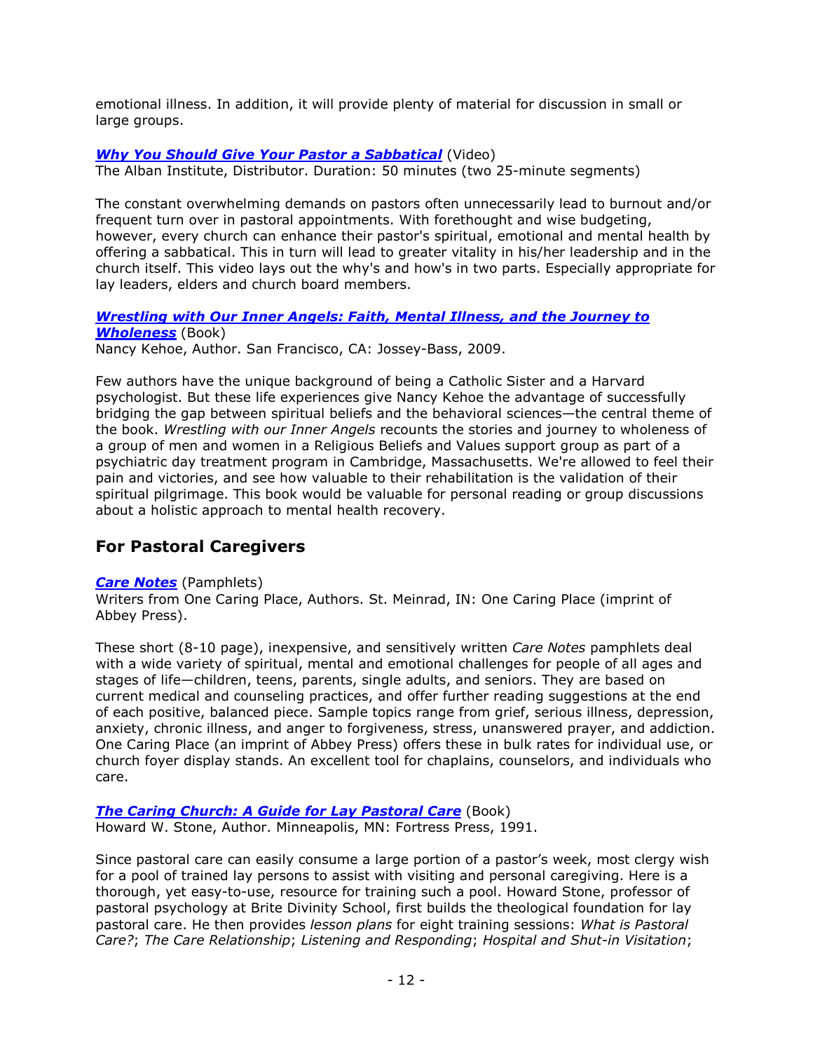emotional illness. In addition, it will provide plenty of material for discussion in small or large groups.

***Why You Should Give Your Pastor a Sabbatical*** (Video)
The Alban Institute, Distributor. Duration: 50 minutes (two 25-minute segments)

The constant overwhelming demands on pastors often unnecessarily lead to burnout and/or frequent turn over in pastoral appointments. With forethought and wise budgeting, however, every church can enhance their pastor's spiritual, emotional and mental health by offering a sabbatical. This in turn will lead to greater vitality in his/her leadership and in the church itself. This video lays out the why's and how's in two parts. Especially appropriate for lay leaders, elders and church board members.

***Wrestling with Our Inner Angels: Faith, Mental Illness, and the Journey to Wholeness*** (Book)
Nancy Kehoe, Author. San Francisco, CA: Jossey-Bass, 2009.

Few authors have the unique background of being a Catholic Sister and a Harvard psychologist. But these life experiences give Nancy Kehoe the advantage of successfully bridging the gap between spiritual beliefs and the behavioral sciences—the central theme of the book. *Wrestling with our Inner Angels* recounts the stories and journey to wholeness of a group of men and women in a Religious Beliefs and Values support group as part of a psychiatric day treatment program in Cambridge, Massachusetts. We're allowed to feel their pain and victories, and see how valuable to their rehabilitation is the validation of their spiritual pilgrimage. This book would be valuable for personal reading or group discussions about a holistic approach to mental health recovery.

## For Pastoral Caregivers

***Care Notes*** (Pamphlets)
Writers from One Caring Place, Authors. St. Meinrad, IN: One Caring Place (imprint of Abbey Press).

These short (8-10 page), inexpensive, and sensitively written *Care Notes* pamphlets deal with a wide variety of spiritual, mental and emotional challenges for people of all ages and stages of life—children, teens, parents, single adults, and seniors. They are based on current medical and counseling practices, and offer further reading suggestions at the end of each positive, balanced piece. Sample topics range from grief, serious illness, depression, anxiety, chronic illness, and anger to forgiveness, stress, unanswered prayer, and addiction. One Caring Place (an imprint of Abbey Press) offers these in bulk rates for individual use, or church foyer display stands. An excellent tool for chaplains, counselors, and individuals who care.

***The Caring Church: A Guide for Lay Pastoral Care*** (Book)
Howard W. Stone, Author. Minneapolis, MN: Fortress Press, 1991.

Since pastoral care can easily consume a large portion of a pastor's week, most clergy wish for a pool of trained lay persons to assist with visiting and personal caregiving. Here is a thorough, yet easy-to-use, resource for training such a pool. Howard Stone, professor of pastoral psychology at Brite Divinity School, first builds the theological foundation for lay pastoral care. He then provides *lesson plans* for eight training sessions: *What is Pastoral Care?*; *The Care Relationship*; *Listening and Responding*; *Hospital and Shut-in Visitation*;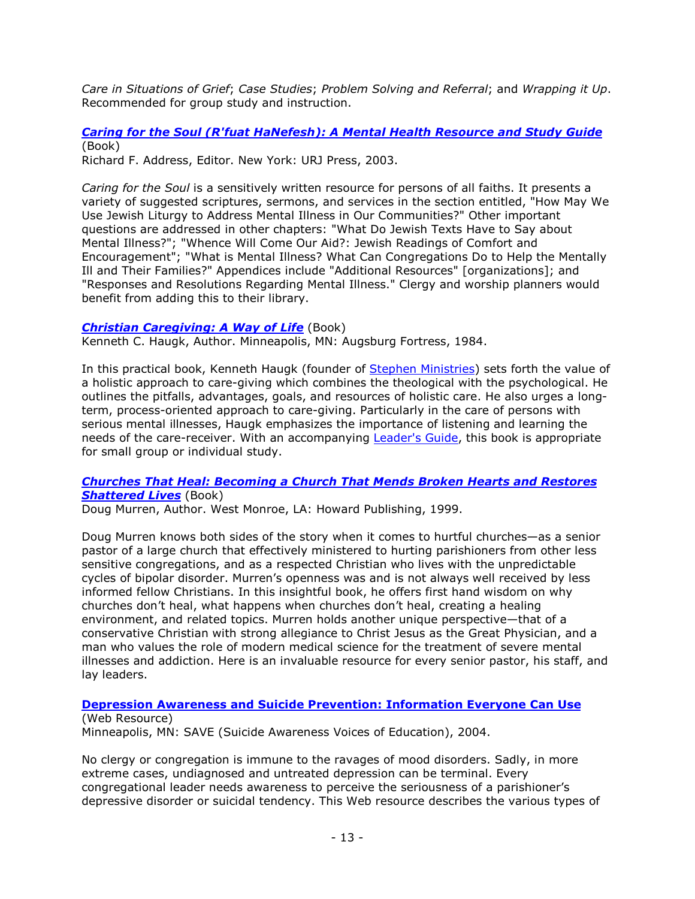*Care in Situations of Grief*; *Case Studies*; *Problem Solving and Referral*; and *Wrapping it Up*. Recommended for group study and instruction.

***Caring for the Soul (R'fuat HaNefesh): A Mental Health Resource and Study Guide*** (Book)
Richard F. Address, Editor. New York: URJ Press, 2003.

*Caring for the Soul* is a sensitively written resource for persons of all faiths. It presents a variety of suggested scriptures, sermons, and services in the section entitled, "How May We Use Jewish Liturgy to Address Mental Illness in Our Communities?" Other important questions are addressed in other chapters: "What Do Jewish Texts Have to Say about Mental Illness?"; "Whence Will Come Our Aid?: Jewish Readings of Comfort and Encouragement"; "What is Mental Illness? What Can Congregations Do to Help the Mentally Ill and Their Families?" Appendices include "Additional Resources" [organizations]; and "Responses and Resolutions Regarding Mental Illness." Clergy and worship planners would benefit from adding this to their library.

***Christian Caregiving: A Way of Life*** (Book)
Kenneth C. Haugk, Author. Minneapolis, MN: Augsburg Fortress, 1984.

In this practical book, Kenneth Haugk (founder of Stephen Ministries) sets forth the value of a holistic approach to care-giving which combines the theological with the psychological. He outlines the pitfalls, advantages, goals, and resources of holistic care. He also urges a long-term, process-oriented approach to care-giving. Particularly in the care of persons with serious mental illnesses, Haugk emphasizes the importance of listening and learning the needs of the care-receiver. With an accompanying Leader's Guide, this book is appropriate for small group or individual study.

***Churches That Heal: Becoming a Church That Mends Broken Hearts and Restores Shattered Lives*** (Book)
Doug Murren, Author. West Monroe, LA: Howard Publishing, 1999.

Doug Murren knows both sides of the story when it comes to hurtful churches—as a senior pastor of a large church that effectively ministered to hurting parishioners from other less sensitive congregations, and as a respected Christian who lives with the unpredictable cycles of bipolar disorder. Murren's openness was and is not always well received by less informed fellow Christians. In this insightful book, he offers first hand wisdom on why churches don't heal, what happens when churches don't heal, creating a healing environment, and related topics. Murren holds another unique perspective—that of a conservative Christian with strong allegiance to Christ Jesus as the Great Physician, and a man who values the role of modern medical science for the treatment of severe mental illnesses and addiction. Here is an invaluable resource for every senior pastor, his staff, and lay leaders.

**Depression Awareness and Suicide Prevention: Information Everyone Can Use**
(Web Resource)
Minneapolis, MN: SAVE (Suicide Awareness Voices of Education), 2004.

No clergy or congregation is immune to the ravages of mood disorders. Sadly, in more extreme cases, undiagnosed and untreated depression can be terminal. Every congregational leader needs awareness to perceive the seriousness of a parishioner's depressive disorder or suicidal tendency. This Web resource describes the various types of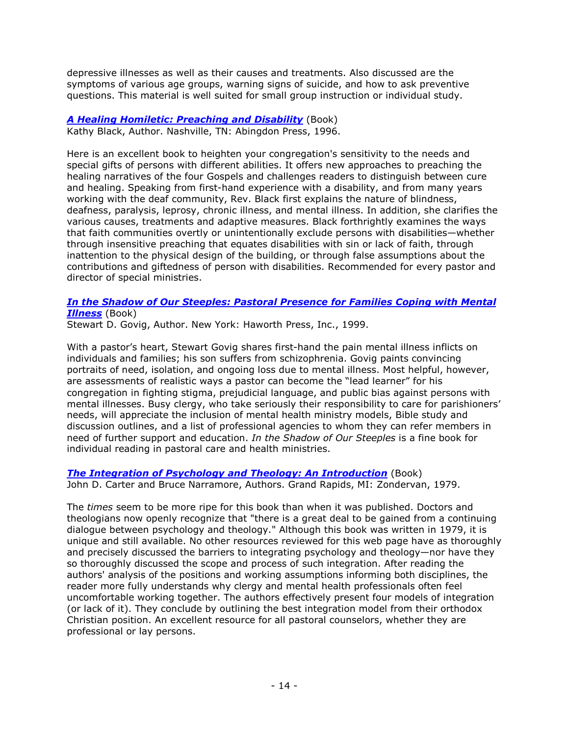depressive illnesses as well as their causes and treatments. Also discussed are the symptoms of various age groups, warning signs of suicide, and how to ask preventive questions. This material is well suited for small group instruction or individual study.

***A Healing Homiletic: Preaching and Disability*** (Book)
Kathy Black, Author. Nashville, TN: Abingdon Press, 1996.

Here is an excellent book to heighten your congregation's sensitivity to the needs and special gifts of persons with different abilities. It offers new approaches to preaching the healing narratives of the four Gospels and challenges readers to distinguish between cure and healing. Speaking from first-hand experience with a disability, and from many years working with the deaf community, Rev. Black first explains the nature of blindness, deafness, paralysis, leprosy, chronic illness, and mental illness. In addition, she clarifies the various causes, treatments and adaptive measures. Black forthrightly examines the ways that faith communities overtly or unintentionally exclude persons with disabilities—whether through insensitive preaching that equates disabilities with sin or lack of faith, through inattention to the physical design of the building, or through false assumptions about the contributions and giftedness of person with disabilities. Recommended for every pastor and director of special ministries.

***In the Shadow of Our Steeples: Pastoral Presence for Families Coping with Mental Illness*** (Book)
Stewart D. Govig, Author. New York: Haworth Press, Inc., 1999.

With a pastor's heart, Stewart Govig shares first-hand the pain mental illness inflicts on individuals and families; his son suffers from schizophrenia. Govig paints convincing portraits of need, isolation, and ongoing loss due to mental illness. Most helpful, however, are assessments of realistic ways a pastor can become the "lead learner" for his congregation in fighting stigma, prejudicial language, and public bias against persons with mental illnesses. Busy clergy, who take seriously their responsibility to care for parishioners' needs, will appreciate the inclusion of mental health ministry models, Bible study and discussion outlines, and a list of professional agencies to whom they can refer members in need of further support and education. *In the Shadow of Our Steeples* is a fine book for individual reading in pastoral care and health ministries.

***The Integration of Psychology and Theology: An Introduction*** (Book)
John D. Carter and Bruce Narramore, Authors. Grand Rapids, MI: Zondervan, 1979.

The *times* seem to be more ripe for this book than when it was published. Doctors and theologians now openly recognize that "there is a great deal to be gained from a continuing dialogue between psychology and theology." Although this book was written in 1979, it is unique and still available. No other resources reviewed for this web page have as thoroughly and precisely discussed the barriers to integrating psychology and theology—nor have they so thoroughly discussed the scope and process of such integration. After reading the authors' analysis of the positions and working assumptions informing both disciplines, the reader more fully understands why clergy and mental health professionals often feel uncomfortable working together. The authors effectively present four models of integration (or lack of it). They conclude by outlining the best integration model from their orthodox Christian position. An excellent resource for all pastoral counselors, whether they are professional or lay persons.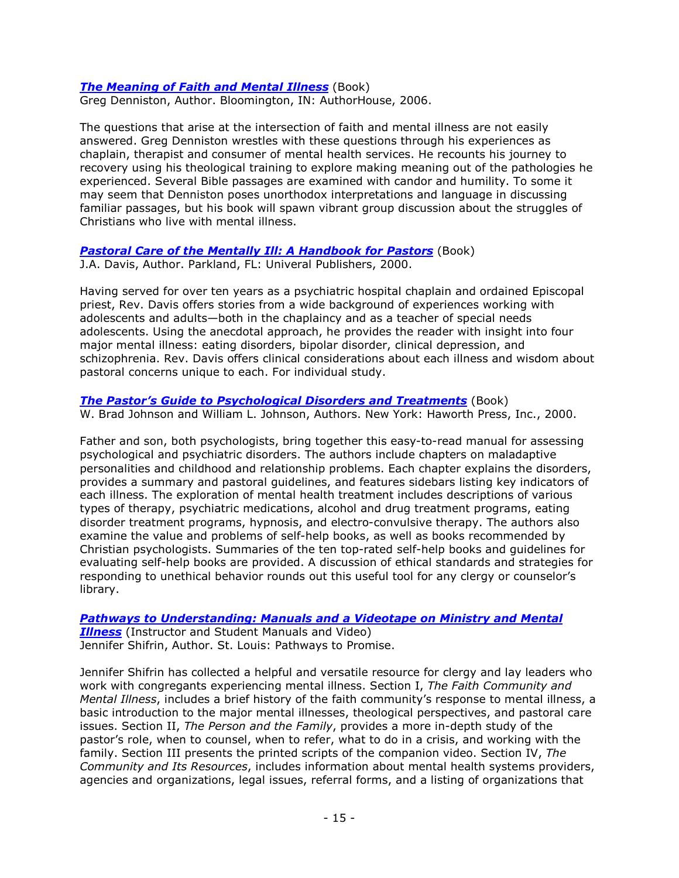***[The Meaning of Faith and Mental Illness](#)*** (Book)
Greg Denniston, Author. Bloomington, IN: AuthorHouse, 2006.

The questions that arise at the intersection of faith and mental illness are not easily answered. Greg Denniston wrestles with these questions through his experiences as chaplain, therapist and consumer of mental health services. He recounts his journey to recovery using his theological training to explore making meaning out of the pathologies he experienced. Several Bible passages are examined with candor and humility. To some it may seem that Denniston poses unorthodox interpretations and language in discussing familiar passages, but his book will spawn vibrant group discussion about the struggles of Christians who live with mental illness.

***[Pastoral Care of the Mentally Ill: A Handbook for Pastors](#)*** (Book)
J.A. Davis, Author. Parkland, FL: Univeral Publishers, 2000.

Having served for over ten years as a psychiatric hospital chaplain and ordained Episcopal priest, Rev. Davis offers stories from a wide background of experiences working with adolescents and adults—both in the chaplaincy and as a teacher of special needs adolescents. Using the anecdotal approach, he provides the reader with insight into four major mental illness: eating disorders, bipolar disorder, clinical depression, and schizophrenia. Rev. Davis offers clinical considerations about each illness and wisdom about pastoral concerns unique to each. For individual study.

***[The Pastor's Guide to Psychological Disorders and Treatments](#)*** (Book)
W. Brad Johnson and William L. Johnson, Authors. New York: Haworth Press, Inc., 2000.

Father and son, both psychologists, bring together this easy-to-read manual for assessing psychological and psychiatric disorders. The authors include chapters on maladaptive personalities and childhood and relationship problems. Each chapter explains the disorders, provides a summary and pastoral guidelines, and features sidebars listing key indicators of each illness. The exploration of mental health treatment includes descriptions of various types of therapy, psychiatric medications, alcohol and drug treatment programs, eating disorder treatment programs, hypnosis, and electro-convulsive therapy. The authors also examine the value and problems of self-help books, as well as books recommended by Christian psychologists. Summaries of the ten top-rated self-help books and guidelines for evaluating self-help books are provided. A discussion of ethical standards and strategies for responding to unethical behavior rounds out this useful tool for any clergy or counselor's library.

***[Pathways to Understanding: Manuals and a Videotape on Ministry and Mental Illness](#)*** (Instructor and Student Manuals and Video)
Jennifer Shifrin, Author. St. Louis: Pathways to Promise.

Jennifer Shifrin has collected a helpful and versatile resource for clergy and lay leaders who work with congregants experiencing mental illness. Section I, *The Faith Community and Mental Illness*, includes a brief history of the faith community's response to mental illness, a basic introduction to the major mental illnesses, theological perspectives, and pastoral care issues. Section II, *The Person and the Family*, provides a more in-depth study of the pastor's role, when to counsel, when to refer, what to do in a crisis, and working with the family. Section III presents the printed scripts of the companion video. Section IV, *The Community and Its Resources*, includes information about mental health systems providers, agencies and organizations, legal issues, referral forms, and a listing of organizations that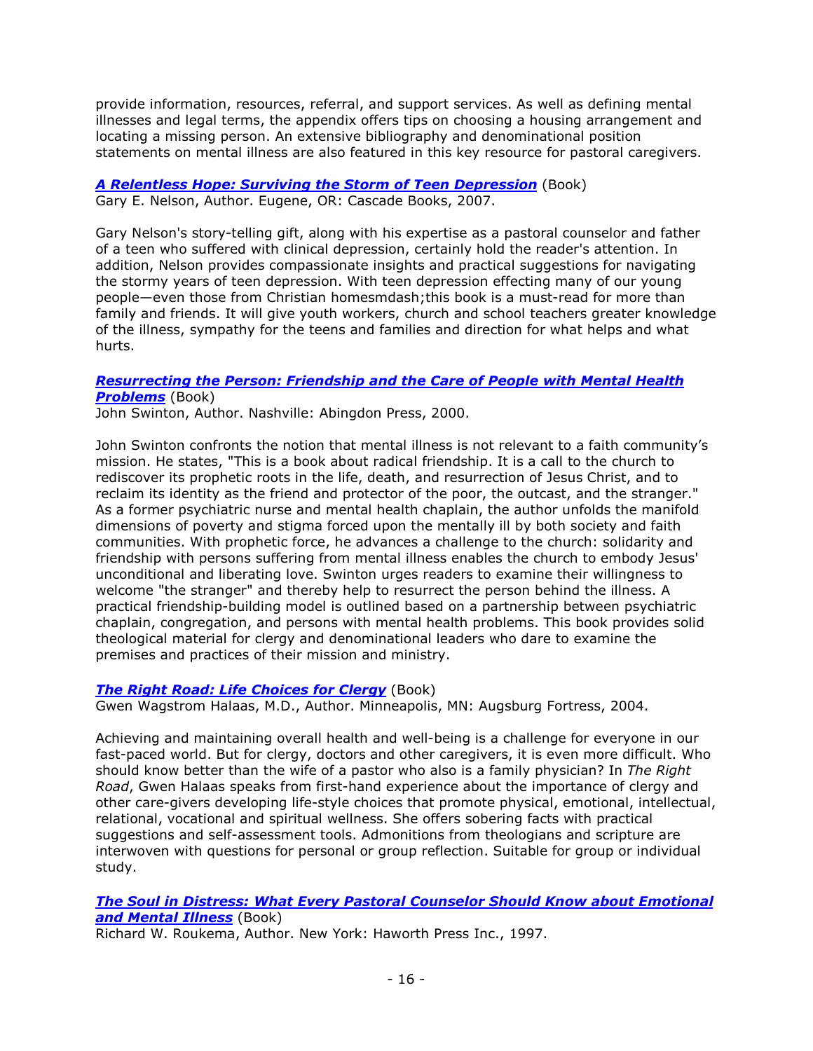provide information, resources, referral, and support services. As well as defining mental illnesses and legal terms, the appendix offers tips on choosing a housing arrangement and locating a missing person. An extensive bibliography and denominational position statements on mental illness are also featured in this key resource for pastoral caregivers.

***A Relentless Hope: Surviving the Storm of Teen Depression*** (Book)
Gary E. Nelson, Author. Eugene, OR: Cascade Books, 2007.

Gary Nelson's story-telling gift, along with his expertise as a pastoral counselor and father of a teen who suffered with clinical depression, certainly hold the reader's attention. In addition, Nelson provides compassionate insights and practical suggestions for navigating the stormy years of teen depression. With teen depression effecting many of our young people—even those from Christian homesmdash;this book is a must-read for more than family and friends. It will give youth workers, church and school teachers greater knowledge of the illness, sympathy for the teens and families and direction for what helps and what hurts.

***Resurrecting the Person: Friendship and the Care of People with Mental Health Problems*** (Book)
John Swinton, Author. Nashville: Abingdon Press, 2000.

John Swinton confronts the notion that mental illness is not relevant to a faith community's mission. He states, "This is a book about radical friendship. It is a call to the church to rediscover its prophetic roots in the life, death, and resurrection of Jesus Christ, and to reclaim its identity as the friend and protector of the poor, the outcast, and the stranger." As a former psychiatric nurse and mental health chaplain, the author unfolds the manifold dimensions of poverty and stigma forced upon the mentally ill by both society and faith communities. With prophetic force, he advances a challenge to the church: solidarity and friendship with persons suffering from mental illness enables the church to embody Jesus' unconditional and liberating love. Swinton urges readers to examine their willingness to welcome "the stranger" and thereby help to resurrect the person behind the illness. A practical friendship-building model is outlined based on a partnership between psychiatric chaplain, congregation, and persons with mental health problems. This book provides solid theological material for clergy and denominational leaders who dare to examine the premises and practices of their mission and ministry.

***The Right Road: Life Choices for Clergy*** (Book)
Gwen Wagstrom Halaas, M.D., Author. Minneapolis, MN: Augsburg Fortress, 2004.

Achieving and maintaining overall health and well-being is a challenge for everyone in our fast-paced world. But for clergy, doctors and other caregivers, it is even more difficult. Who should know better than the wife of a pastor who also is a family physician? In *The Right Road*, Gwen Halaas speaks from first-hand experience about the importance of clergy and other care-givers developing life-style choices that promote physical, emotional, intellectual, relational, vocational and spiritual wellness. She offers sobering facts with practical suggestions and self-assessment tools. Admonitions from theologians and scripture are interwoven with questions for personal or group reflection. Suitable for group or individual study.

***The Soul in Distress: What Every Pastoral Counselor Should Know about Emotional and Mental Illness*** (Book)
Richard W. Roukema, Author. New York: Haworth Press Inc., 1997.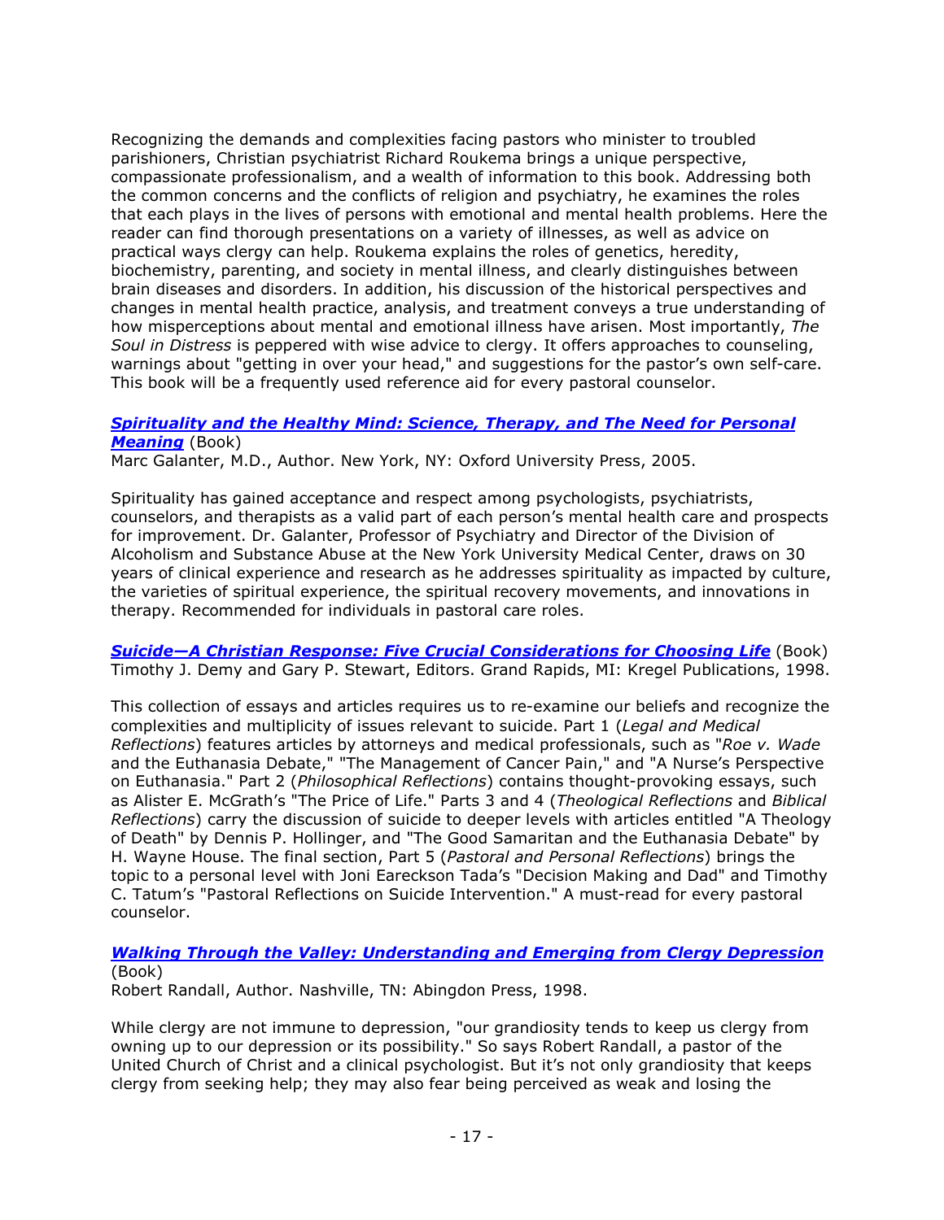Recognizing the demands and complexities facing pastors who minister to troubled parishioners, Christian psychiatrist Richard Roukema brings a unique perspective, compassionate professionalism, and a wealth of information to this book. Addressing both the common concerns and the conflicts of religion and psychiatry, he examines the roles that each plays in the lives of persons with emotional and mental health problems. Here the reader can find thorough presentations on a variety of illnesses, as well as advice on practical ways clergy can help. Roukema explains the roles of genetics, heredity, biochemistry, parenting, and society in mental illness, and clearly distinguishes between brain diseases and disorders. In addition, his discussion of the historical perspectives and changes in mental health practice, analysis, and treatment conveys a true understanding of how misperceptions about mental and emotional illness have arisen. Most importantly, *The Soul in Distress* is peppered with wise advice to clergy. It offers approaches to counseling, warnings about "getting in over your head," and suggestions for the pastor's own self-care. This book will be a frequently used reference aid for every pastoral counselor.

***Spirituality and the Healthy Mind: Science, Therapy, and The Need for Personal Meaning*** (Book)
Marc Galanter, M.D., Author. New York, NY: Oxford University Press, 2005.

Spirituality has gained acceptance and respect among psychologists, psychiatrists, counselors, and therapists as a valid part of each person's mental health care and prospects for improvement. Dr. Galanter, Professor of Psychiatry and Director of the Division of Alcoholism and Substance Abuse at the New York University Medical Center, draws on 30 years of clinical experience and research as he addresses spirituality as impacted by culture, the varieties of spiritual experience, the spiritual recovery movements, and innovations in therapy. Recommended for individuals in pastoral care roles.

***Suicide—A Christian Response: Five Crucial Considerations for Choosing Life*** (Book)
Timothy J. Demy and Gary P. Stewart, Editors. Grand Rapids, MI: Kregel Publications, 1998.

This collection of essays and articles requires us to re-examine our beliefs and recognize the complexities and multiplicity of issues relevant to suicide. Part 1 (*Legal and Medical Reflections*) features articles by attorneys and medical professionals, such as "*Roe v. Wade* and the Euthanasia Debate," "The Management of Cancer Pain," and "A Nurse's Perspective on Euthanasia." Part 2 (*Philosophical Reflections*) contains thought-provoking essays, such as Alister E. McGrath's "The Price of Life." Parts 3 and 4 (*Theological Reflections* and *Biblical Reflections*) carry the discussion of suicide to deeper levels with articles entitled "A Theology of Death" by Dennis P. Hollinger, and "The Good Samaritan and the Euthanasia Debate" by H. Wayne House. The final section, Part 5 (*Pastoral and Personal Reflections*) brings the topic to a personal level with Joni Eareckson Tada's "Decision Making and Dad" and Timothy C. Tatum's "Pastoral Reflections on Suicide Intervention." A must-read for every pastoral counselor.

***Walking Through the Valley: Understanding and Emerging from Clergy Depression*** (Book)
Robert Randall, Author. Nashville, TN: Abingdon Press, 1998.

While clergy are not immune to depression, "our grandiosity tends to keep us clergy from owning up to our depression or its possibility." So says Robert Randall, a pastor of the United Church of Christ and a clinical psychologist. But it's not only grandiosity that keeps clergy from seeking help; they may also fear being perceived as weak and losing the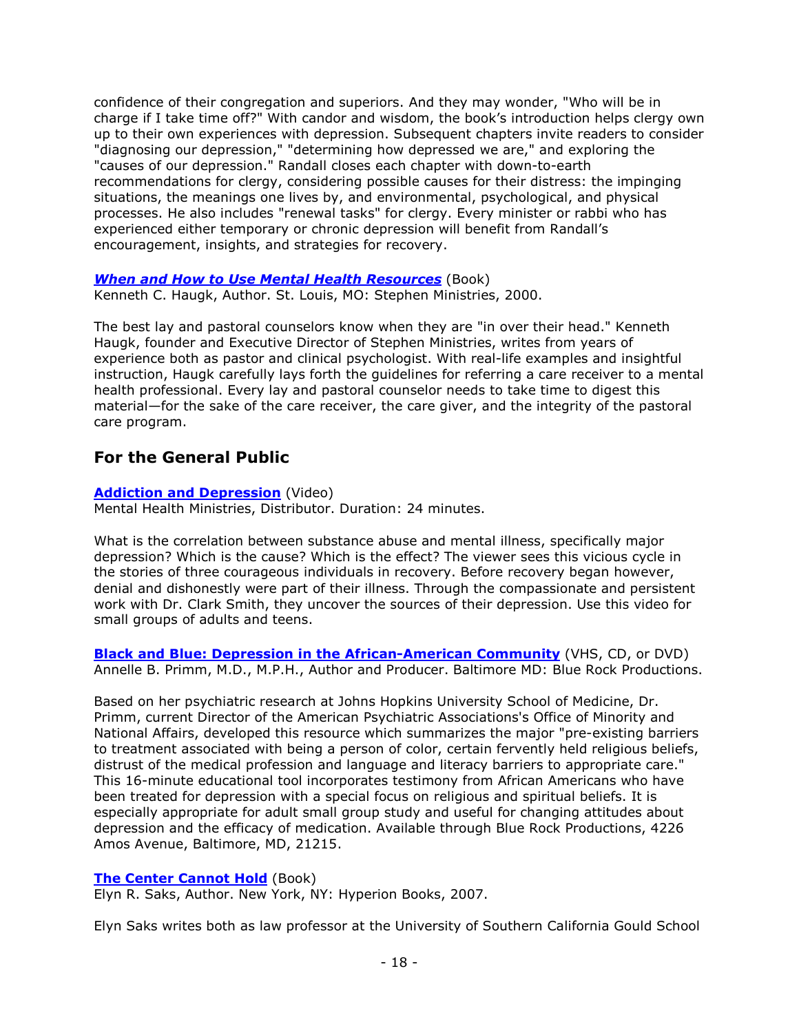confidence of their congregation and superiors. And they may wonder, "Who will be in charge if I take time off?" With candor and wisdom, the book's introduction helps clergy own up to their own experiences with depression. Subsequent chapters invite readers to consider "diagnosing our depression," "determining how depressed we are," and exploring the "causes of our depression." Randall closes each chapter with down-to-earth recommendations for clergy, considering possible causes for their distress: the impinging situations, the meanings one lives by, and environmental, psychological, and physical processes. He also includes "renewal tasks" for clergy. Every minister or rabbi who has experienced either temporary or chronic depression will benefit from Randall's encouragement, insights, and strategies for recovery.

***When and How to Use Mental Health Resources*** (Book)
Kenneth C. Haugk, Author. St. Louis, MO: Stephen Ministries, 2000.

The best lay and pastoral counselors know when they are "in over their head." Kenneth Haugk, founder and Executive Director of Stephen Ministries, writes from years of experience both as pastor and clinical psychologist. With real-life examples and insightful instruction, Haugk carefully lays forth the guidelines for referring a care receiver to a mental health professional. Every lay and pastoral counselor needs to take time to digest this material—for the sake of the care receiver, the care giver, and the integrity of the pastoral care program.

## For the General Public

**Addiction and Depression** (Video)
Mental Health Ministries, Distributor. Duration: 24 minutes.

What is the correlation between substance abuse and mental illness, specifically major depression? Which is the cause? Which is the effect? The viewer sees this vicious cycle in the stories of three courageous individuals in recovery. Before recovery began however, denial and dishonestly were part of their illness. Through the compassionate and persistent work with Dr. Clark Smith, they uncover the sources of their depression. Use this video for small groups of adults and teens.

**Black and Blue: Depression in the African-American Community** (VHS, CD, or DVD)
Annelle B. Primm, M.D., M.P.H., Author and Producer. Baltimore MD: Blue Rock Productions.

Based on her psychiatric research at Johns Hopkins University School of Medicine, Dr. Primm, current Director of the American Psychiatric Associations's Office of Minority and National Affairs, developed this resource which summarizes the major "pre-existing barriers to treatment associated with being a person of color, certain fervently held religious beliefs, distrust of the medical profession and language and literacy barriers to appropriate care." This 16-minute educational tool incorporates testimony from African Americans who have been treated for depression with a special focus on religious and spiritual beliefs. It is especially appropriate for adult small group study and useful for changing attitudes about depression and the efficacy of medication. Available through Blue Rock Productions, 4226 Amos Avenue, Baltimore, MD, 21215.

**The Center Cannot Hold** (Book)
Elyn R. Saks, Author. New York, NY: Hyperion Books, 2007.

Elyn Saks writes both as law professor at the University of Southern California Gould School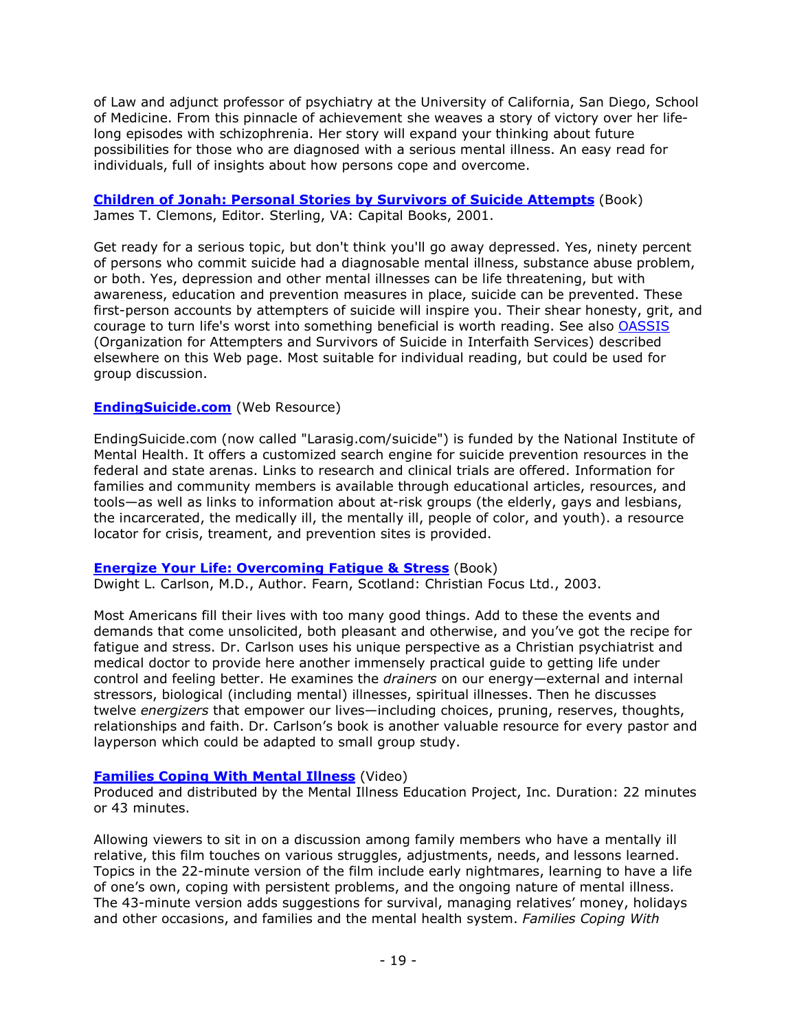of Law and adjunct professor of psychiatry at the University of California, San Diego, School of Medicine. From this pinnacle of achievement she weaves a story of victory over her life-long episodes with schizophrenia. Her story will expand your thinking about future possibilities for those who are diagnosed with a serious mental illness. An easy read for individuals, full of insights about how persons cope and overcome.

**Children of Jonah: Personal Stories by Survivors of Suicide Attempts** (Book)
James T. Clemons, Editor. Sterling, VA: Capital Books, 2001.

Get ready for a serious topic, but don't think you'll go away depressed. Yes, ninety percent of persons who commit suicide had a diagnosable mental illness, substance abuse problem, or both. Yes, depression and other mental illnesses can be life threatening, but with awareness, education and prevention measures in place, suicide can be prevented. These first-person accounts by attempters of suicide will inspire you. Their shear honesty, grit, and courage to turn life's worst into something beneficial is worth reading. See also OASSIS (Organization for Attempters and Survivors of Suicide in Interfaith Services) described elsewhere on this Web page. Most suitable for individual reading, but could be used for group discussion.

**EndingSuicide.com** (Web Resource)

EndingSuicide.com (now called "Larasig.com/suicide") is funded by the National Institute of Mental Health. It offers a customized search engine for suicide prevention resources in the federal and state arenas. Links to research and clinical trials are offered. Information for families and community members is available through educational articles, resources, and tools—as well as links to information about at-risk groups (the elderly, gays and lesbians, the incarcerated, the medically ill, the mentally ill, people of color, and youth). a resource locator for crisis, treament, and prevention sites is provided.

**Energize Your Life: Overcoming Fatigue & Stress** (Book)
Dwight L. Carlson, M.D., Author. Fearn, Scotland: Christian Focus Ltd., 2003.

Most Americans fill their lives with too many good things. Add to these the events and demands that come unsolicited, both pleasant and otherwise, and you've got the recipe for fatigue and stress. Dr. Carlson uses his unique perspective as a Christian psychiatrist and medical doctor to provide here another immensely practical guide to getting life under control and feeling better. He examines the *drainers* on our energy—external and internal stressors, biological (including mental) illnesses, spiritual illnesses. Then he discusses twelve *energizers* that empower our lives—including choices, pruning, reserves, thoughts, relationships and faith. Dr. Carlson's book is another valuable resource for every pastor and layperson which could be adapted to small group study.

**Families Coping With Mental Illness** (Video)
Produced and distributed by the Mental Illness Education Project, Inc. Duration: 22 minutes or 43 minutes.

Allowing viewers to sit in on a discussion among family members who have a mentally ill relative, this film touches on various struggles, adjustments, needs, and lessons learned. Topics in the 22-minute version of the film include early nightmares, learning to have a life of one's own, coping with persistent problems, and the ongoing nature of mental illness. The 43-minute version adds suggestions for survival, managing relatives' money, holidays and other occasions, and families and the mental health system. *Families Coping With*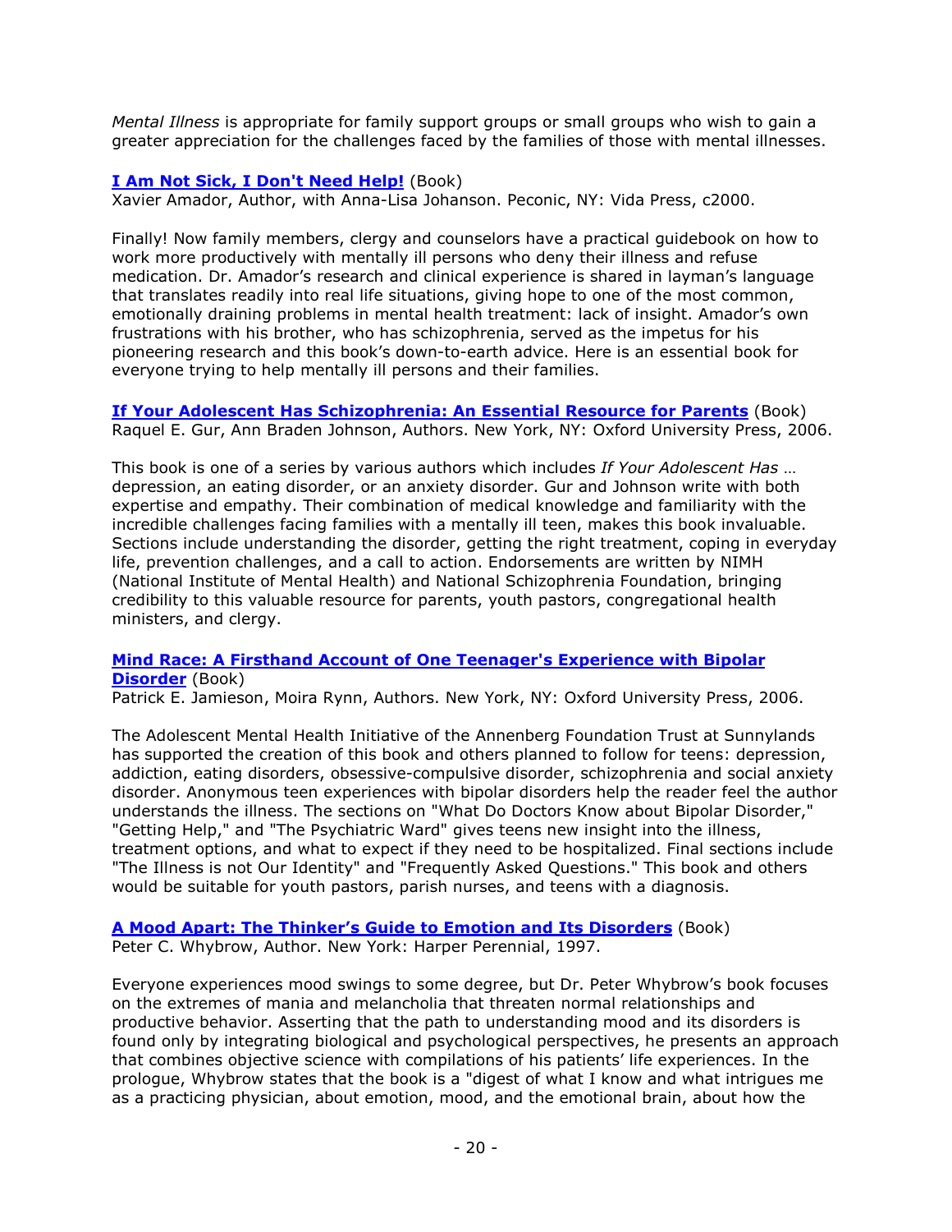*Mental Illness* is appropriate for family support groups or small groups who wish to gain a greater appreciation for the challenges faced by the families of those with mental illnesses.

**I Am Not Sick, I Don't Need Help!** (Book)
Xavier Amador, Author, with Anna-Lisa Johanson. Peconic, NY: Vida Press, c2000.

Finally! Now family members, clergy and counselors have a practical guidebook on how to work more productively with mentally ill persons who deny their illness and refuse medication. Dr. Amador's research and clinical experience is shared in layman's language that translates readily into real life situations, giving hope to one of the most common, emotionally draining problems in mental health treatment: lack of insight. Amador's own frustrations with his brother, who has schizophrenia, served as the impetus for his pioneering research and this book's down-to-earth advice. Here is an essential book for everyone trying to help mentally ill persons and their families.

**If Your Adolescent Has Schizophrenia: An Essential Resource for Parents** (Book)
Raquel E. Gur, Ann Braden Johnson, Authors. New York, NY: Oxford University Press, 2006.

This book is one of a series by various authors which includes *If Your Adolescent Has* … depression, an eating disorder, or an anxiety disorder. Gur and Johnson write with both expertise and empathy. Their combination of medical knowledge and familiarity with the incredible challenges facing families with a mentally ill teen, makes this book invaluable. Sections include understanding the disorder, getting the right treatment, coping in everyday life, prevention challenges, and a call to action. Endorsements are written by NIMH (National Institute of Mental Health) and National Schizophrenia Foundation, bringing credibility to this valuable resource for parents, youth pastors, congregational health ministers, and clergy.

**Mind Race: A Firsthand Account of One Teenager's Experience with Bipolar Disorder** (Book)
Patrick E. Jamieson, Moira Rynn, Authors. New York, NY: Oxford University Press, 2006.

The Adolescent Mental Health Initiative of the Annenberg Foundation Trust at Sunnylands has supported the creation of this book and others planned to follow for teens: depression, addiction, eating disorders, obsessive-compulsive disorder, schizophrenia and social anxiety disorder. Anonymous teen experiences with bipolar disorders help the reader feel the author understands the illness. The sections on "What Do Doctors Know about Bipolar Disorder," "Getting Help," and "The Psychiatric Ward" gives teens new insight into the illness, treatment options, and what to expect if they need to be hospitalized. Final sections include "The Illness is not Our Identity" and "Frequently Asked Questions." This book and others would be suitable for youth pastors, parish nurses, and teens with a diagnosis.

**A Mood Apart: The Thinker's Guide to Emotion and Its Disorders** (Book)
Peter C. Whybrow, Author. New York: Harper Perennial, 1997.

Everyone experiences mood swings to some degree, but Dr. Peter Whybrow's book focuses on the extremes of mania and melancholia that threaten normal relationships and productive behavior. Asserting that the path to understanding mood and its disorders is found only by integrating biological and psychological perspectives, he presents an approach that combines objective science with compilations of his patients' life experiences. In the prologue, Whybrow states that the book is a "digest of what I know and what intrigues me as a practicing physician, about emotion, mood, and the emotional brain, about how the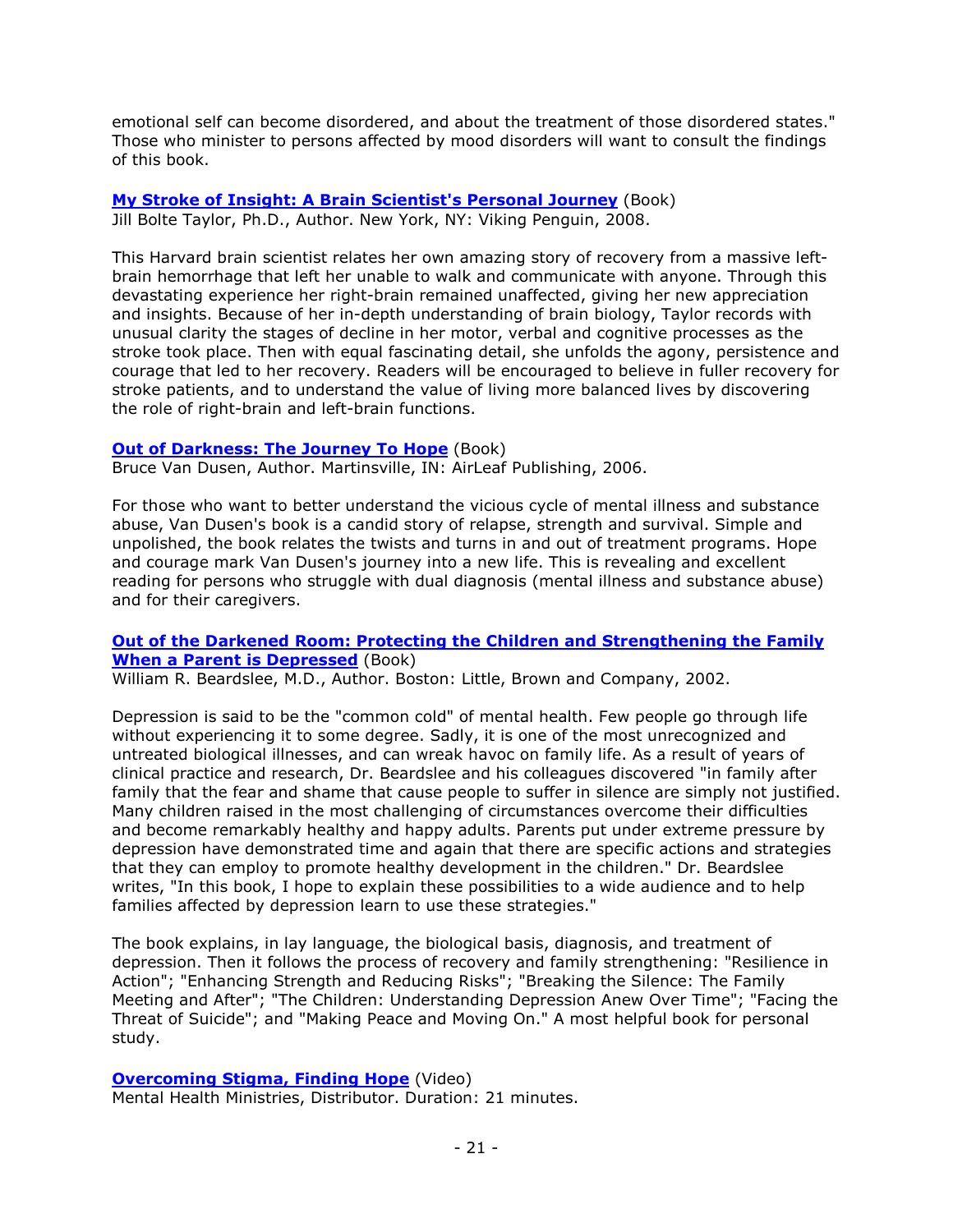emotional self can become disordered, and about the treatment of those disordered states." Those who minister to persons affected by mood disorders will want to consult the findings of this book.

**My Stroke of Insight: A Brain Scientist's Personal Journey** (Book)
Jill Bolte Taylor, Ph.D., Author. New York, NY: Viking Penguin, 2008.

This Harvard brain scientist relates her own amazing story of recovery from a massive left-brain hemorrhage that left her unable to walk and communicate with anyone. Through this devastating experience her right-brain remained unaffected, giving her new appreciation and insights. Because of her in-depth understanding of brain biology, Taylor records with unusual clarity the stages of decline in her motor, verbal and cognitive processes as the stroke took place. Then with equal fascinating detail, she unfolds the agony, persistence and courage that led to her recovery. Readers will be encouraged to believe in fuller recovery for stroke patients, and to understand the value of living more balanced lives by discovering the role of right-brain and left-brain functions.

**Out of Darkness: The Journey To Hope** (Book)
Bruce Van Dusen, Author. Martinsville, IN: AirLeaf Publishing, 2006.

For those who want to better understand the vicious cycle of mental illness and substance abuse, Van Dusen's book is a candid story of relapse, strength and survival. Simple and unpolished, the book relates the twists and turns in and out of treatment programs. Hope and courage mark Van Dusen's journey into a new life. This is revealing and excellent reading for persons who struggle with dual diagnosis (mental illness and substance abuse) and for their caregivers.

**Out of the Darkened Room: Protecting the Children and Strengthening the Family When a Parent is Depressed** (Book)
William R. Beardslee, M.D., Author. Boston: Little, Brown and Company, 2002.

Depression is said to be the "common cold" of mental health. Few people go through life without experiencing it to some degree. Sadly, it is one of the most unrecognized and untreated biological illnesses, and can wreak havoc on family life. As a result of years of clinical practice and research, Dr. Beardslee and his colleagues discovered "in family after family that the fear and shame that cause people to suffer in silence are simply not justified. Many children raised in the most challenging of circumstances overcome their difficulties and become remarkably healthy and happy adults. Parents put under extreme pressure by depression have demonstrated time and again that there are specific actions and strategies that they can employ to promote healthy development in the children." Dr. Beardslee writes, "In this book, I hope to explain these possibilities to a wide audience and to help families affected by depression learn to use these strategies."

The book explains, in lay language, the biological basis, diagnosis, and treatment of depression. Then it follows the process of recovery and family strengthening: "Resilience in Action"; "Enhancing Strength and Reducing Risks"; "Breaking the Silence: The Family Meeting and After"; "The Children: Understanding Depression Anew Over Time"; "Facing the Threat of Suicide"; and "Making Peace and Moving On." A most helpful book for personal study.

**Overcoming Stigma, Finding Hope** (Video)
Mental Health Ministries, Distributor. Duration: 21 minutes.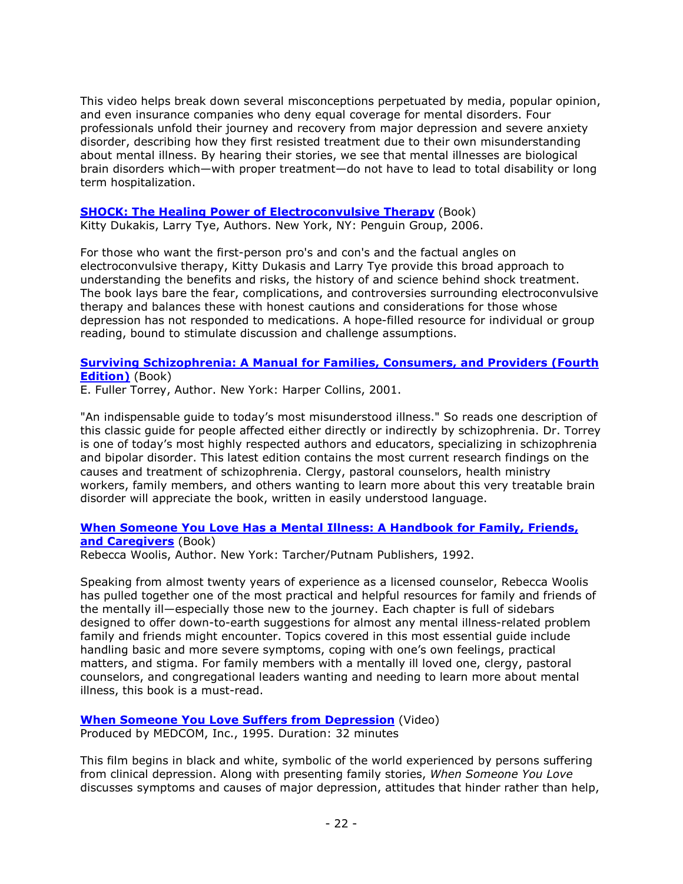This video helps break down several misconceptions perpetuated by media, popular opinion, and even insurance companies who deny equal coverage for mental disorders. Four professionals unfold their journey and recovery from major depression and severe anxiety disorder, describing how they first resisted treatment due to their own misunderstanding about mental illness. By hearing their stories, we see that mental illnesses are biological brain disorders which—with proper treatment—do not have to lead to total disability or long term hospitalization.

**SHOCK: The Healing Power of Electroconvulsive Therapy** (Book)
Kitty Dukakis, Larry Tye, Authors. New York, NY: Penguin Group, 2006.

For those who want the first-person pro's and con's and the factual angles on electroconvulsive therapy, Kitty Dukasis and Larry Tye provide this broad approach to understanding the benefits and risks, the history of and science behind shock treatment. The book lays bare the fear, complications, and controversies surrounding electroconvulsive therapy and balances these with honest cautions and considerations for those whose depression has not responded to medications. A hope-filled resource for individual or group reading, bound to stimulate discussion and challenge assumptions.

**Surviving Schizophrenia: A Manual for Families, Consumers, and Providers (Fourth Edition)** (Book)
E. Fuller Torrey, Author. New York: Harper Collins, 2001.

"An indispensable guide to today's most misunderstood illness." So reads one description of this classic guide for people affected either directly or indirectly by schizophrenia. Dr. Torrey is one of today's most highly respected authors and educators, specializing in schizophrenia and bipolar disorder. This latest edition contains the most current research findings on the causes and treatment of schizophrenia. Clergy, pastoral counselors, health ministry workers, family members, and others wanting to learn more about this very treatable brain disorder will appreciate the book, written in easily understood language.

**When Someone You Love Has a Mental Illness: A Handbook for Family, Friends, and Caregivers** (Book)
Rebecca Woolis, Author. New York: Tarcher/Putnam Publishers, 1992.

Speaking from almost twenty years of experience as a licensed counselor, Rebecca Woolis has pulled together one of the most practical and helpful resources for family and friends of the mentally ill—especially those new to the journey. Each chapter is full of sidebars designed to offer down-to-earth suggestions for almost any mental illness-related problem family and friends might encounter. Topics covered in this most essential guide include handling basic and more severe symptoms, coping with one's own feelings, practical matters, and stigma. For family members with a mentally ill loved one, clergy, pastoral counselors, and congregational leaders wanting and needing to learn more about mental illness, this book is a must-read.

**When Someone You Love Suffers from Depression** (Video)
Produced by MEDCOM, Inc., 1995. Duration: 32 minutes

This film begins in black and white, symbolic of the world experienced by persons suffering from clinical depression. Along with presenting family stories, *When Someone You Love* discusses symptoms and causes of major depression, attitudes that hinder rather than help,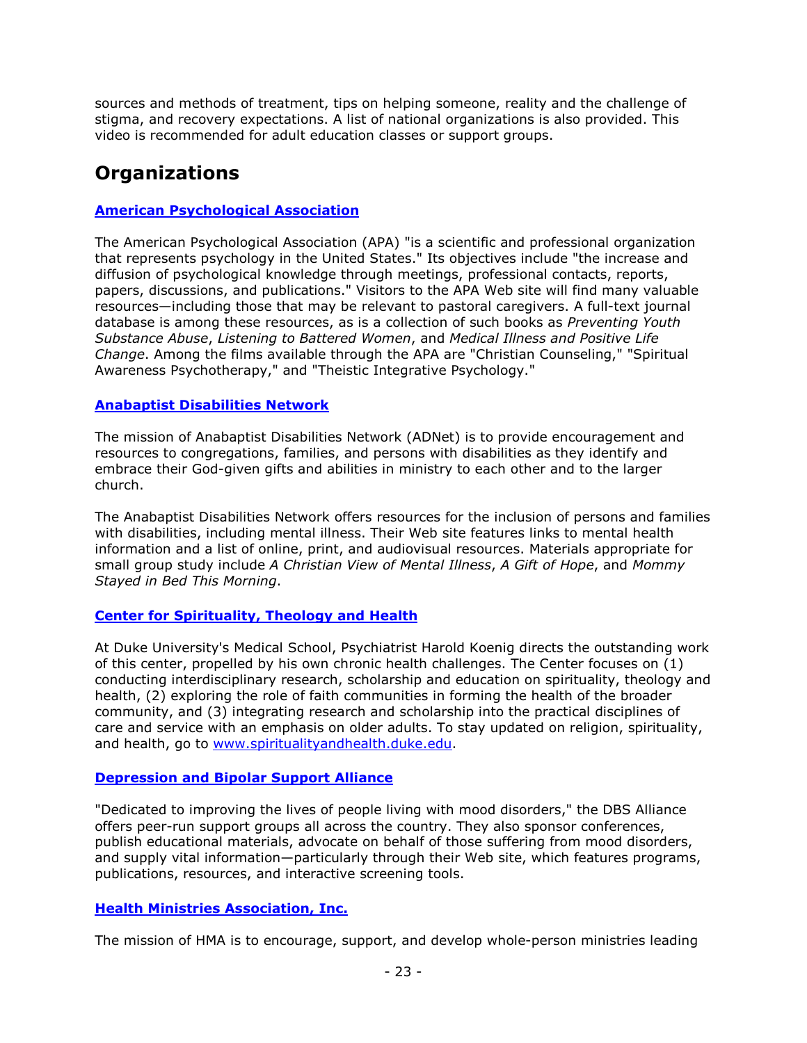sources and methods of treatment, tips on helping someone, reality and the challenge of stigma, and recovery expectations. A list of national organizations is also provided. This video is recommended for adult education classes or support groups.

## Organizations

### American Psychological Association

The American Psychological Association (APA) "is a scientific and professional organization that represents psychology in the United States." Its objectives include "the increase and diffusion of psychological knowledge through meetings, professional contacts, reports, papers, discussions, and publications." Visitors to the APA Web site will find many valuable resources—including those that may be relevant to pastoral caregivers. A full-text journal database is among these resources, as is a collection of such books as *Preventing Youth Substance Abuse*, *Listening to Battered Women*, and *Medical Illness and Positive Life Change*. Among the films available through the APA are "Christian Counseling," "Spiritual Awareness Psychotherapy," and "Theistic Integrative Psychology."

### Anabaptist Disabilities Network

The mission of Anabaptist Disabilities Network (ADNet) is to provide encouragement and resources to congregations, families, and persons with disabilities as they identify and embrace their God-given gifts and abilities in ministry to each other and to the larger church.

The Anabaptist Disabilities Network offers resources for the inclusion of persons and families with disabilities, including mental illness. Their Web site features links to mental health information and a list of online, print, and audiovisual resources. Materials appropriate for small group study include *A Christian View of Mental Illness*, *A Gift of Hope*, and *Mommy Stayed in Bed This Morning*.

### Center for Spirituality, Theology and Health

At Duke University's Medical School, Psychiatrist Harold Koenig directs the outstanding work of this center, propelled by his own chronic health challenges. The Center focuses on (1) conducting interdisciplinary research, scholarship and education on spirituality, theology and health, (2) exploring the role of faith communities in forming the health of the broader community, and (3) integrating research and scholarship into the practical disciplines of care and service with an emphasis on older adults. To stay updated on religion, spirituality, and health, go to www.spiritualityandhealth.duke.edu.

### Depression and Bipolar Support Alliance

"Dedicated to improving the lives of people living with mood disorders," the DBS Alliance offers peer-run support groups all across the country. They also sponsor conferences, publish educational materials, advocate on behalf of those suffering from mood disorders, and supply vital information—particularly through their Web site, which features programs, publications, resources, and interactive screening tools.

### Health Ministries Association, Inc.

The mission of HMA is to encourage, support, and develop whole-person ministries leading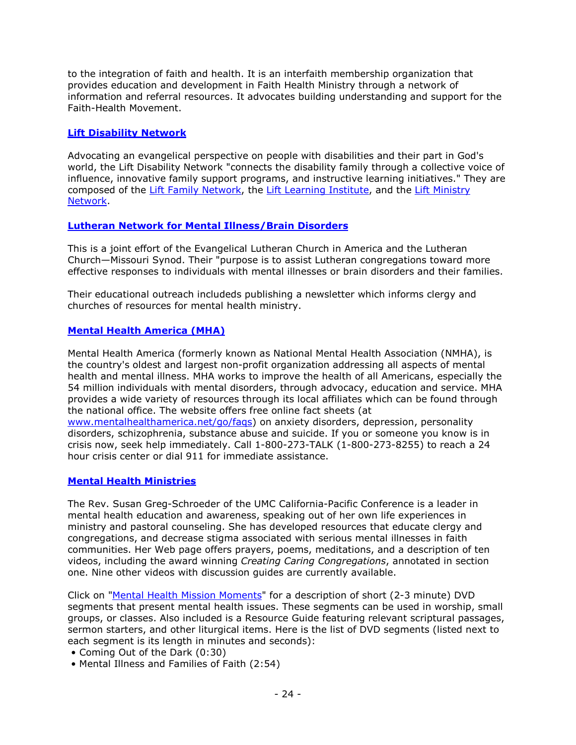to the integration of faith and health. It is an interfaith membership organization that provides education and development in Faith Health Ministry through a network of information and referral resources. It advocates building understanding and support for the Faith-Health Movement.

### Lift Disability Network

Advocating an evangelical perspective on people with disabilities and their part in God's world, the Lift Disability Network "connects the disability family through a collective voice of influence, innovative family support programs, and instructive learning initiatives." They are composed of the Lift Family Network, the Lift Learning Institute, and the Lift Ministry Network.

### Lutheran Network for Mental Illness/Brain Disorders

This is a joint effort of the Evangelical Lutheran Church in America and the Lutheran Church—Missouri Synod. Their "purpose is to assist Lutheran congregations toward more effective responses to individuals with mental illnesses or brain disorders and their families.

Their educational outreach includeds publishing a newsletter which informs clergy and churches of resources for mental health ministry.

### Mental Health America (MHA)

Mental Health America (formerly known as National Mental Health Association (NMHA), is the country's oldest and largest non-profit organization addressing all aspects of mental health and mental illness. MHA works to improve the health of all Americans, especially the 54 million individuals with mental disorders, through advocacy, education and service. MHA provides a wide variety of resources through its local affiliates which can be found through the national office. The website offers free online fact sheets (at www.mentalhealthamerica.net/go/faqs) on anxiety disorders, depression, personality disorders, schizophrenia, substance abuse and suicide. If you or someone you know is in crisis now, seek help immediately. Call 1-800-273-TALK (1-800-273-8255) to reach a 24 hour crisis center or dial 911 for immediate assistance.

### Mental Health Ministries

The Rev. Susan Greg-Schroeder of the UMC California-Pacific Conference is a leader in mental health education and awareness, speaking out of her own life experiences in ministry and pastoral counseling. She has developed resources that educate clergy and congregations, and decrease stigma associated with serious mental illnesses in faith communities. Her Web page offers prayers, poems, meditations, and a description of ten videos, including the award winning *Creating Caring Congregations*, annotated in section one. Nine other videos with discussion guides are currently available.

Click on "Mental Health Mission Moments" for a description of short (2-3 minute) DVD segments that present mental health issues. These segments can be used in worship, small groups, or classes. Also included is a Resource Guide featuring relevant scriptural passages, sermon starters, and other liturgical items. Here is the list of DVD segments (listed next to each segment is its length in minutes and seconds):

- Coming Out of the Dark (0:30)
- Mental Illness and Families of Faith (2:54)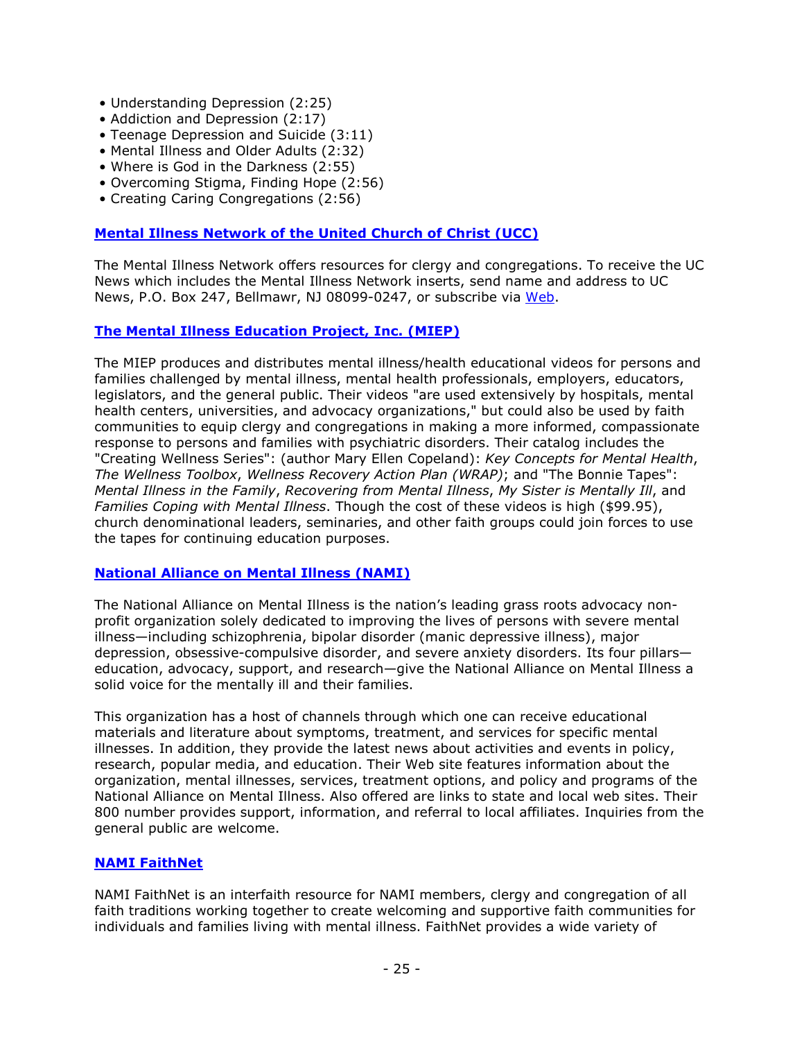- Understanding Depression (2:25)
- Addiction and Depression (2:17)
- Teenage Depression and Suicide (3:11)
- Mental Illness and Older Adults (2:32)
- Where is God in the Darkness (2:55)
- Overcoming Stigma, Finding Hope (2:56)
- Creating Caring Congregations (2:56)

### Mental Illness Network of the United Church of Christ (UCC)

The Mental Illness Network offers resources for clergy and congregations. To receive the UC News which includes the Mental Illness Network inserts, send name and address to UC News, P.O. Box 247, Bellmawr, NJ 08099-0247, or subscribe via Web.

### The Mental Illness Education Project, Inc. (MIEP)

The MIEP produces and distributes mental illness/health educational videos for persons and families challenged by mental illness, mental health professionals, employers, educators, legislators, and the general public. Their videos "are used extensively by hospitals, mental health centers, universities, and advocacy organizations," but could also be used by faith communities to equip clergy and congregations in making a more informed, compassionate response to persons and families with psychiatric disorders. Their catalog includes the "Creating Wellness Series": (author Mary Ellen Copeland): *Key Concepts for Mental Health*, *The Wellness Toolbox*, *Wellness Recovery Action Plan (WRAP)*; and "The Bonnie Tapes": *Mental Illness in the Family*, *Recovering from Mental Illness*, *My Sister is Mentally Ill*, and *Families Coping with Mental Illness*. Though the cost of these videos is high ($99.95), church denominational leaders, seminaries, and other faith groups could join forces to use the tapes for continuing education purposes.

### National Alliance on Mental Illness (NAMI)

The National Alliance on Mental Illness is the nation's leading grass roots advocacy non-profit organization solely dedicated to improving the lives of persons with severe mental illness—including schizophrenia, bipolar disorder (manic depressive illness), major depression, obsessive-compulsive disorder, and severe anxiety disorders. Its four pillars—education, advocacy, support, and research—give the National Alliance on Mental Illness a solid voice for the mentally ill and their families.

This organization has a host of channels through which one can receive educational materials and literature about symptoms, treatment, and services for specific mental illnesses. In addition, they provide the latest news about activities and events in policy, research, popular media, and education. Their Web site features information about the organization, mental illnesses, services, treatment options, and policy and programs of the National Alliance on Mental Illness. Also offered are links to state and local web sites. Their 800 number provides support, information, and referral to local affiliates. Inquiries from the general public are welcome.

### NAMI FaithNet

NAMI FaithNet is an interfaith resource for NAMI members, clergy and congregation of all faith traditions working together to create welcoming and supportive faith communities for individuals and families living with mental illness. FaithNet provides a wide variety of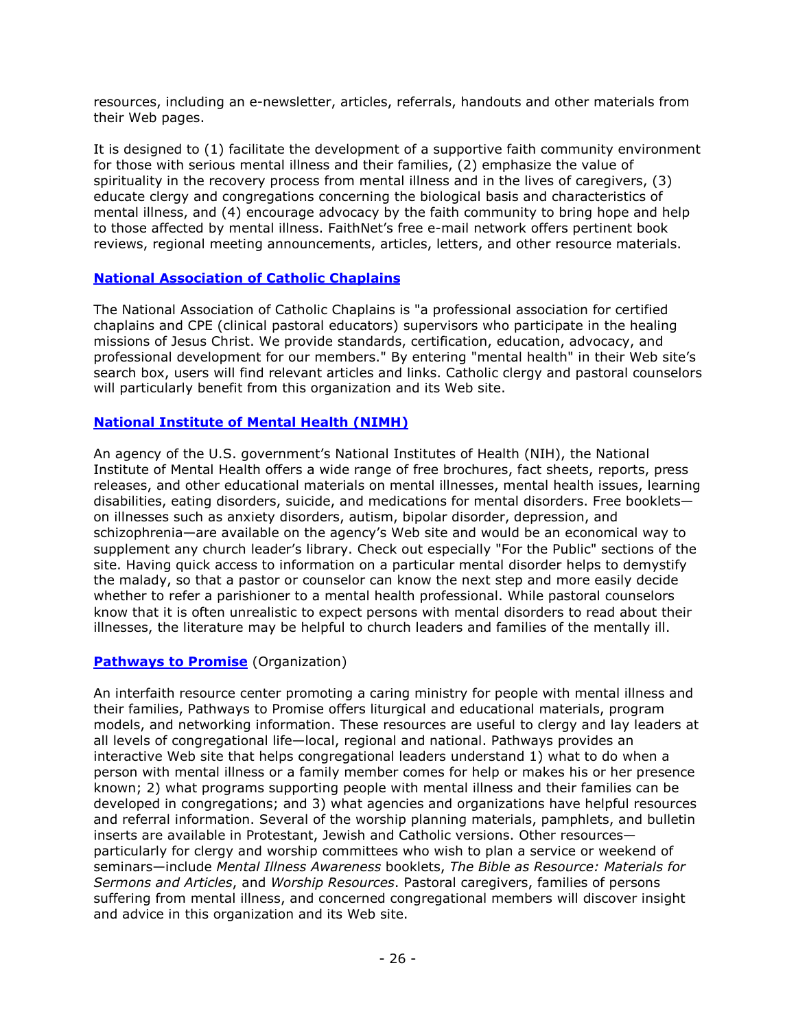resources, including an e-newsletter, articles, referrals, handouts and other materials from their Web pages.

It is designed to (1) facilitate the development of a supportive faith community environment for those with serious mental illness and their families, (2) emphasize the value of spirituality in the recovery process from mental illness and in the lives of caregivers, (3) educate clergy and congregations concerning the biological basis and characteristics of mental illness, and (4) encourage advocacy by the faith community to bring hope and help to those affected by mental illness. FaithNet's free e-mail network offers pertinent book reviews, regional meeting announcements, articles, letters, and other resource materials.

**National Association of Catholic Chaplains**

The National Association of Catholic Chaplains is "a professional association for certified chaplains and CPE (clinical pastoral educators) supervisors who participate in the healing missions of Jesus Christ. We provide standards, certification, education, advocacy, and professional development for our members." By entering "mental health" in their Web site's search box, users will find relevant articles and links. Catholic clergy and pastoral counselors will particularly benefit from this organization and its Web site.

**National Institute of Mental Health (NIMH)**

An agency of the U.S. government's National Institutes of Health (NIH), the National Institute of Mental Health offers a wide range of free brochures, fact sheets, reports, press releases, and other educational materials on mental illnesses, mental health issues, learning disabilities, eating disorders, suicide, and medications for mental disorders. Free booklets—on illnesses such as anxiety disorders, autism, bipolar disorder, depression, and schizophrenia—are available on the agency's Web site and would be an economical way to supplement any church leader's library. Check out especially "For the Public" sections of the site. Having quick access to information on a particular mental disorder helps to demystify the malady, so that a pastor or counselor can know the next step and more easily decide whether to refer a parishioner to a mental health professional. While pastoral counselors know that it is often unrealistic to expect persons with mental disorders to read about their illnesses, the literature may be helpful to church leaders and families of the mentally ill.

**Pathways to Promise** (Organization)

An interfaith resource center promoting a caring ministry for people with mental illness and their families, Pathways to Promise offers liturgical and educational materials, program models, and networking information. These resources are useful to clergy and lay leaders at all levels of congregational life—local, regional and national. Pathways provides an interactive Web site that helps congregational leaders understand 1) what to do when a person with mental illness or a family member comes for help or makes his or her presence known; 2) what programs supporting people with mental illness and their families can be developed in congregations; and 3) what agencies and organizations have helpful resources and referral information. Several of the worship planning materials, pamphlets, and bulletin inserts are available in Protestant, Jewish and Catholic versions. Other resources—particularly for clergy and worship committees who wish to plan a service or weekend of seminars—include *Mental Illness Awareness* booklets, *The Bible as Resource: Materials for Sermons and Articles*, and *Worship Resources*. Pastoral caregivers, families of persons suffering from mental illness, and concerned congregational members will discover insight and advice in this organization and its Web site.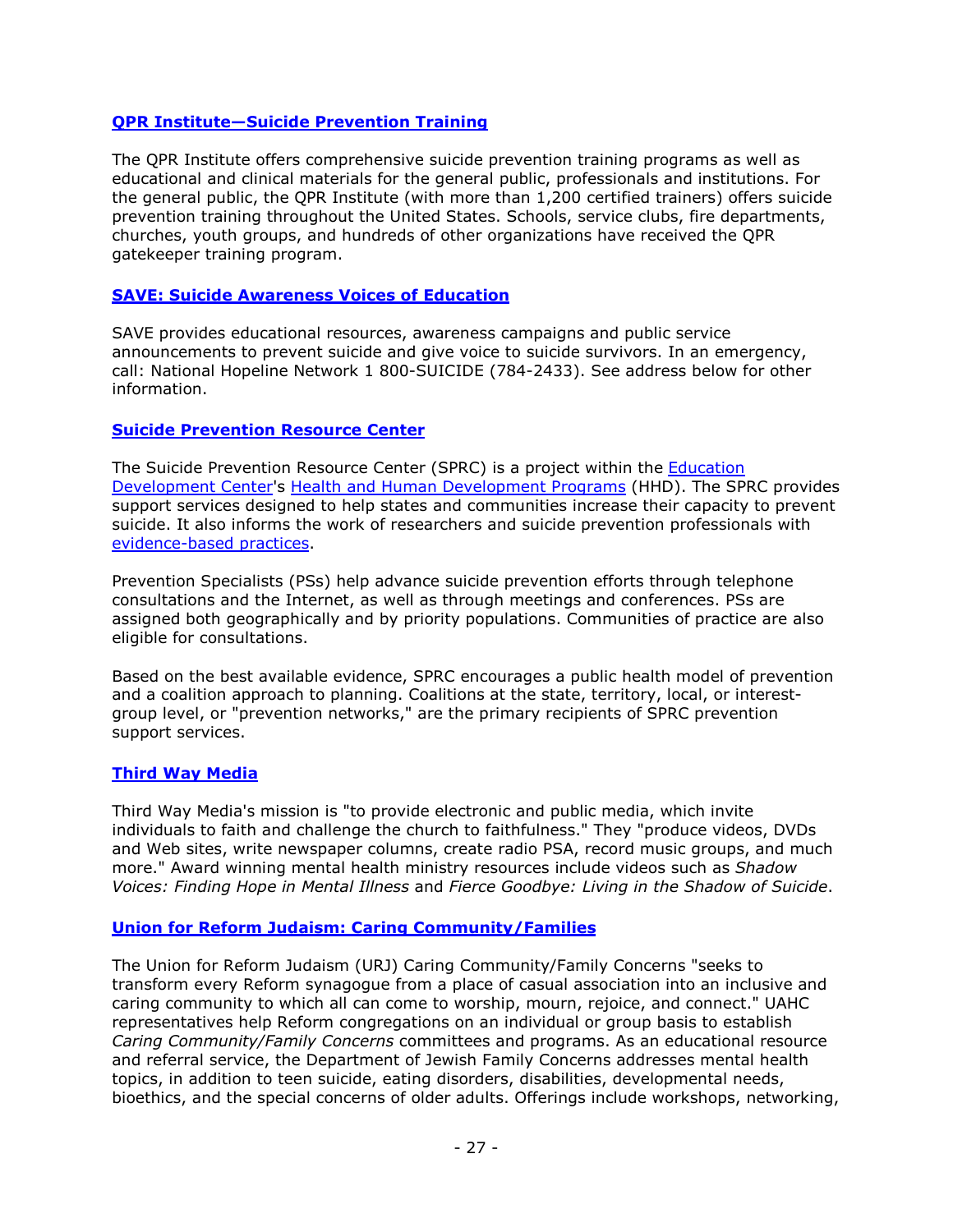### [QPR Institute—Suicide Prevention Training]()

The QPR Institute offers comprehensive suicide prevention training programs as well as educational and clinical materials for the general public, professionals and institutions. For the general public, the QPR Institute (with more than 1,200 certified trainers) offers suicide prevention training throughout the United States. Schools, service clubs, fire departments, churches, youth groups, and hundreds of other organizations have received the QPR gatekeeper training program.

### [SAVE: Suicide Awareness Voices of Education]()

SAVE provides educational resources, awareness campaigns and public service announcements to prevent suicide and give voice to suicide survivors. In an emergency, call: National Hopeline Network 1 800-SUICIDE (784-2433). See address below for other information.

### [Suicide Prevention Resource Center]()

The Suicide Prevention Resource Center (SPRC) is a project within the [Education Development Center]()'s [Health and Human Development Programs]() (HHD). The SPRC provides support services designed to help states and communities increase their capacity to prevent suicide. It also informs the work of researchers and suicide prevention professionals with [evidence-based practices]().

Prevention Specialists (PSs) help advance suicide prevention efforts through telephone consultations and the Internet, as well as through meetings and conferences. PSs are assigned both geographically and by priority populations. Communities of practice are also eligible for consultations.

Based on the best available evidence, SPRC encourages a public health model of prevention and a coalition approach to planning. Coalitions at the state, territory, local, or interest-group level, or "prevention networks," are the primary recipients of SPRC prevention support services.

### [Third Way Media]()

Third Way Media's mission is "to provide electronic and public media, which invite individuals to faith and challenge the church to faithfulness." They "produce videos, DVDs and Web sites, write newspaper columns, create radio PSA, record music groups, and much more." Award winning mental health ministry resources include videos such as *Shadow Voices: Finding Hope in Mental Illness* and *Fierce Goodbye: Living in the Shadow of Suicide*.

### [Union for Reform Judaism: Caring Community/Families]()

The Union for Reform Judaism (URJ) Caring Community/Family Concerns "seeks to transform every Reform synagogue from a place of casual association into an inclusive and caring community to which all can come to worship, mourn, rejoice, and connect." UAHC representatives help Reform congregations on an individual or group basis to establish *Caring Community/Family Concerns* committees and programs. As an educational resource and referral service, the Department of Jewish Family Concerns addresses mental health topics, in addition to teen suicide, eating disorders, disabilities, developmental needs, bioethics, and the special concerns of older adults. Offerings include workshops, networking,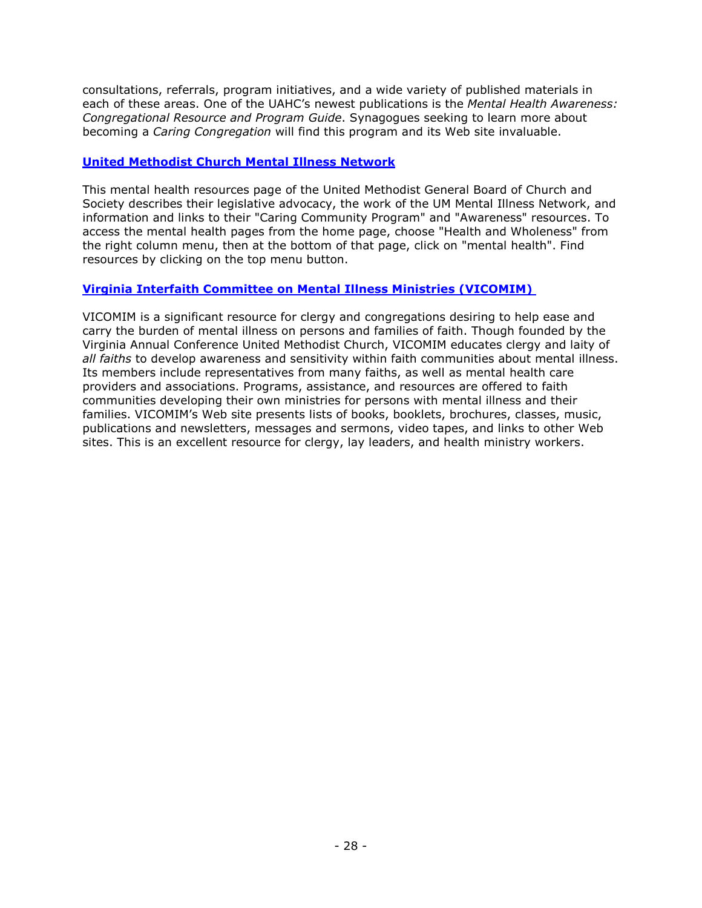consultations, referrals, program initiatives, and a wide variety of published materials in each of these areas. One of the UAHC's newest publications is the *Mental Health Awareness: Congregational Resource and Program Guide*. Synagogues seeking to learn more about becoming a *Caring Congregation* will find this program and its Web site invaluable.

### United Methodist Church Mental Illness Network

This mental health resources page of the United Methodist General Board of Church and Society describes their legislative advocacy, the work of the UM Mental Illness Network, and information and links to their "Caring Community Program" and "Awareness" resources. To access the mental health pages from the home page, choose "Health and Wholeness" from the right column menu, then at the bottom of that page, click on "mental health". Find resources by clicking on the top menu button.

### Virginia Interfaith Committee on Mental Illness Ministries (VICOMIM)

VICOMIM is a significant resource for clergy and congregations desiring to help ease and carry the burden of mental illness on persons and families of faith. Though founded by the Virginia Annual Conference United Methodist Church, VICOMIM educates clergy and laity of *all faiths* to develop awareness and sensitivity within faith communities about mental illness. Its members include representatives from many faiths, as well as mental health care providers and associations. Programs, assistance, and resources are offered to faith communities developing their own ministries for persons with mental illness and their families. VICOMIM's Web site presents lists of books, booklets, brochures, classes, music, publications and newsletters, messages and sermons, video tapes, and links to other Web sites. This is an excellent resource for clergy, lay leaders, and health ministry workers.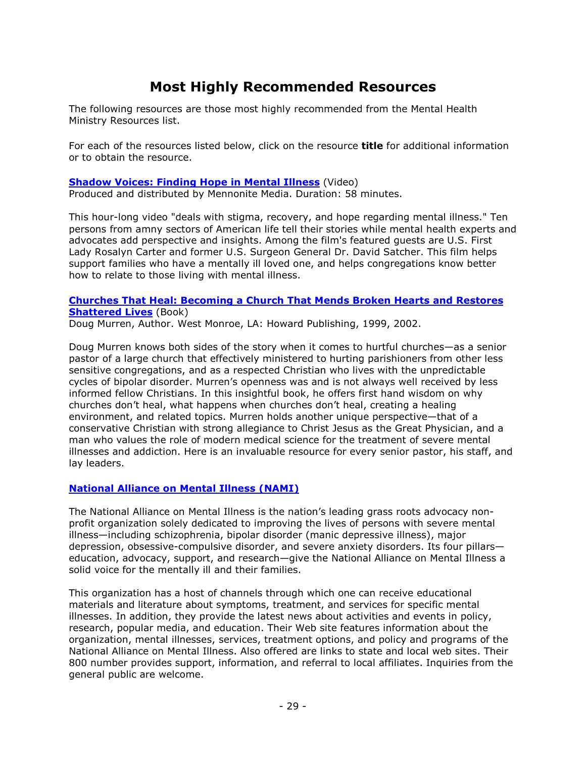# Most Highly Recommended Resources

The following resources are those most highly recommended from the Mental Health Ministry Resources list.

For each of the resources listed below, click on the resource **title** for additional information or to obtain the resource.

**Shadow Voices: Finding Hope in Mental Illness** (Video)
Produced and distributed by Mennonite Media. Duration: 58 minutes.

This hour-long video "deals with stigma, recovery, and hope regarding mental illness." Ten persons from amny sectors of American life tell their stories while mental health experts and advocates add perspective and insights. Among the film's featured guests are U.S. First Lady Rosalyn Carter and former U.S. Surgeon General Dr. David Satcher. This film helps support families who have a mentally ill loved one, and helps congregations know better how to relate to those living with mental illness.

**Churches That Heal: Becoming a Church That Mends Broken Hearts and Restores Shattered Lives** (Book)
Doug Murren, Author. West Monroe, LA: Howard Publishing, 1999, 2002.

Doug Murren knows both sides of the story when it comes to hurtful churches—as a senior pastor of a large church that effectively ministered to hurting parishioners from other less sensitive congregations, and as a respected Christian who lives with the unpredictable cycles of bipolar disorder. Murren's openness was and is not always well received by less informed fellow Christians. In this insightful book, he offers first hand wisdom on why churches don't heal, what happens when churches don't heal, creating a healing environment, and related topics. Murren holds another unique perspective—that of a conservative Christian with strong allegiance to Christ Jesus as the Great Physician, and a man who values the role of modern medical science for the treatment of severe mental illnesses and addiction. Here is an invaluable resource for every senior pastor, his staff, and lay leaders.

**National Alliance on Mental Illness (NAMI)**

The National Alliance on Mental Illness is the nation's leading grass roots advocacy non-profit organization solely dedicated to improving the lives of persons with severe mental illness—including schizophrenia, bipolar disorder (manic depressive illness), major depression, obsessive-compulsive disorder, and severe anxiety disorders. Its four pillars—education, advocacy, support, and research—give the National Alliance on Mental Illness a solid voice for the mentally ill and their families.

This organization has a host of channels through which one can receive educational materials and literature about symptoms, treatment, and services for specific mental illnesses. In addition, they provide the latest news about activities and events in policy, research, popular media, and education. Their Web site features information about the organization, mental illnesses, services, treatment options, and policy and programs of the National Alliance on Mental Illness. Also offered are links to state and local web sites. Their 800 number provides support, information, and referral to local affiliates. Inquiries from the general public are welcome.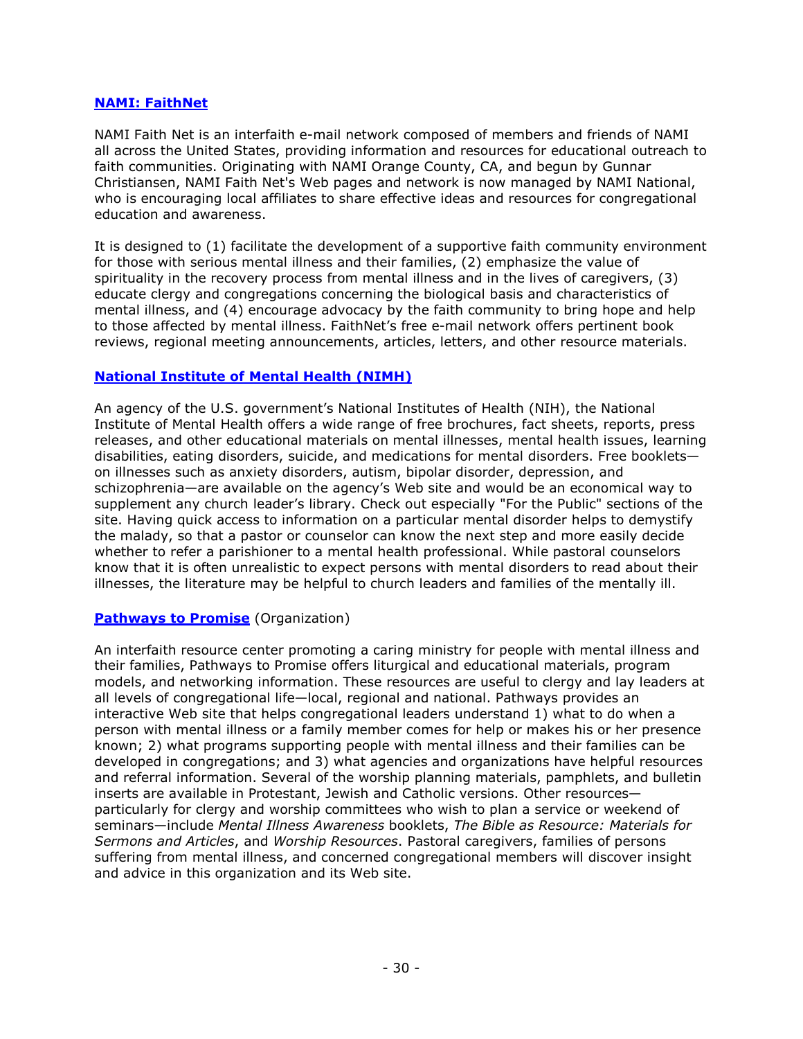### **NAMI: FaithNet**

NAMI Faith Net is an interfaith e-mail network composed of members and friends of NAMI all across the United States, providing information and resources for educational outreach to faith communities. Originating with NAMI Orange County, CA, and begun by Gunnar Christiansen, NAMI Faith Net's Web pages and network is now managed by NAMI National, who is encouraging local affiliates to share effective ideas and resources for congregational education and awareness.

It is designed to (1) facilitate the development of a supportive faith community environment for those with serious mental illness and their families, (2) emphasize the value of spirituality in the recovery process from mental illness and in the lives of caregivers, (3) educate clergy and congregations concerning the biological basis and characteristics of mental illness, and (4) encourage advocacy by the faith community to bring hope and help to those affected by mental illness. FaithNet's free e-mail network offers pertinent book reviews, regional meeting announcements, articles, letters, and other resource materials.

### **National Institute of Mental Health (NIMH)**

An agency of the U.S. government's National Institutes of Health (NIH), the National Institute of Mental Health offers a wide range of free brochures, fact sheets, reports, press releases, and other educational materials on mental illnesses, mental health issues, learning disabilities, eating disorders, suicide, and medications for mental disorders. Free booklets—on illnesses such as anxiety disorders, autism, bipolar disorder, depression, and schizophrenia—are available on the agency's Web site and would be an economical way to supplement any church leader's library. Check out especially "For the Public" sections of the site. Having quick access to information on a particular mental disorder helps to demystify the malady, so that a pastor or counselor can know the next step and more easily decide whether to refer a parishioner to a mental health professional. While pastoral counselors know that it is often unrealistic to expect persons with mental disorders to read about their illnesses, the literature may be helpful to church leaders and families of the mentally ill.

### **Pathways to Promise** (Organization)

An interfaith resource center promoting a caring ministry for people with mental illness and their families, Pathways to Promise offers liturgical and educational materials, program models, and networking information. These resources are useful to clergy and lay leaders at all levels of congregational life—local, regional and national. Pathways provides an interactive Web site that helps congregational leaders understand 1) what to do when a person with mental illness or a family member comes for help or makes his or her presence known; 2) what programs supporting people with mental illness and their families can be developed in congregations; and 3) what agencies and organizations have helpful resources and referral information. Several of the worship planning materials, pamphlets, and bulletin inserts are available in Protestant, Jewish and Catholic versions. Other resources—particularly for clergy and worship committees who wish to plan a service or weekend of seminars—include *Mental Illness Awareness* booklets, *The Bible as Resource: Materials for Sermons and Articles*, and *Worship Resources*. Pastoral caregivers, families of persons suffering from mental illness, and concerned congregational members will discover insight and advice in this organization and its Web site.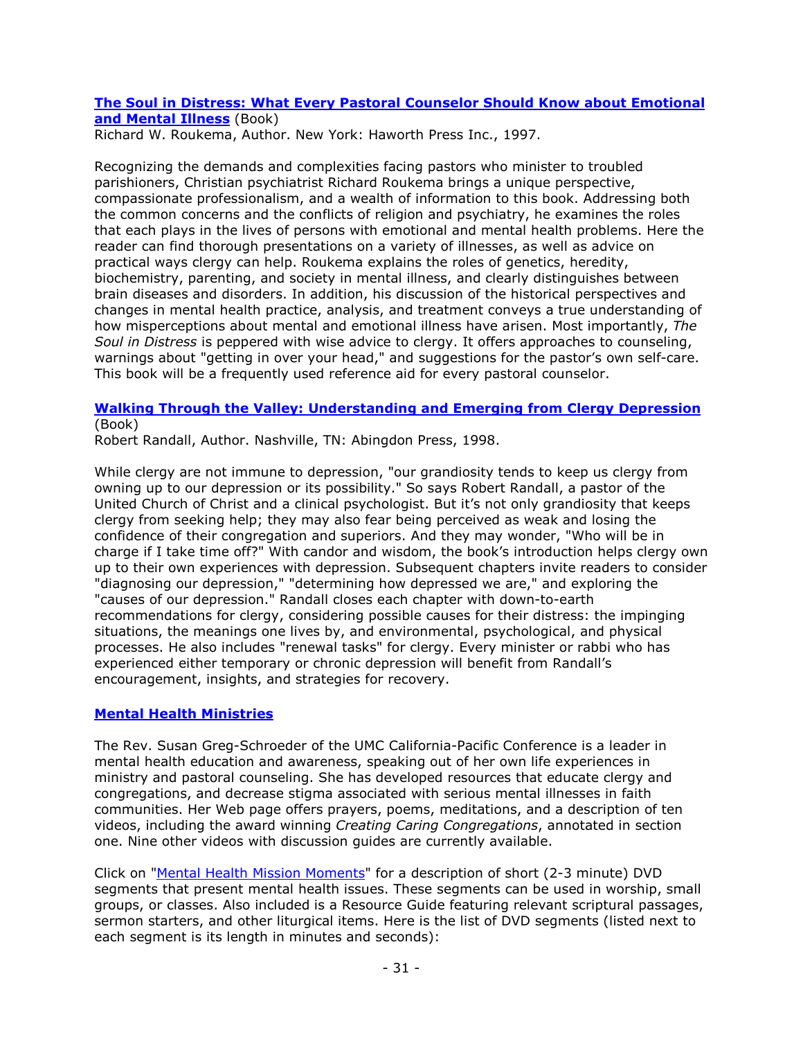**[The Soul in Distress: What Every Pastoral Counselor Should Know about Emotional and Mental Illness](#)** (Book)
Richard W. Roukema, Author. New York: Haworth Press Inc., 1997.

Recognizing the demands and complexities facing pastors who minister to troubled parishioners, Christian psychiatrist Richard Roukema brings a unique perspective, compassionate professionalism, and a wealth of information to this book. Addressing both the common concerns and the conflicts of religion and psychiatry, he examines the roles that each plays in the lives of persons with emotional and mental health problems. Here the reader can find thorough presentations on a variety of illnesses, as well as advice on practical ways clergy can help. Roukema explains the roles of genetics, heredity, biochemistry, parenting, and society in mental illness, and clearly distinguishes between brain diseases and disorders. In addition, his discussion of the historical perspectives and changes in mental health practice, analysis, and treatment conveys a true understanding of how misperceptions about mental and emotional illness have arisen. Most importantly, *The Soul in Distress* is peppered with wise advice to clergy. It offers approaches to counseling, warnings about "getting in over your head," and suggestions for the pastor's own self-care. This book will be a frequently used reference aid for every pastoral counselor.

**[Walking Through the Valley: Understanding and Emerging from Clergy Depression](#)** (Book)
Robert Randall, Author. Nashville, TN: Abingdon Press, 1998.

While clergy are not immune to depression, "our grandiosity tends to keep us clergy from owning up to our depression or its possibility." So says Robert Randall, a pastor of the United Church of Christ and a clinical psychologist. But it's not only grandiosity that keeps clergy from seeking help; they may also fear being perceived as weak and losing the confidence of their congregation and superiors. And they may wonder, "Who will be in charge if I take time off?" With candor and wisdom, the book's introduction helps clergy own up to their own experiences with depression. Subsequent chapters invite readers to consider "diagnosing our depression," "determining how depressed we are," and exploring the "causes of our depression." Randall closes each chapter with down-to-earth recommendations for clergy, considering possible causes for their distress: the impinging situations, the meanings one lives by, and environmental, psychological, and physical processes. He also includes "renewal tasks" for clergy. Every minister or rabbi who has experienced either temporary or chronic depression will benefit from Randall's encouragement, insights, and strategies for recovery.

**[Mental Health Ministries](#)**

The Rev. Susan Greg-Schroeder of the UMC California-Pacific Conference is a leader in mental health education and awareness, speaking out of her own life experiences in ministry and pastoral counseling. She has developed resources that educate clergy and congregations, and decrease stigma associated with serious mental illnesses in faith communities. Her Web page offers prayers, poems, meditations, and a description of ten videos, including the award winning *Creating Caring Congregations*, annotated in section one. Nine other videos with discussion guides are currently available.

Click on "[Mental Health Mission Moments](#)" for a description of short (2-3 minute) DVD segments that present mental health issues. These segments can be used in worship, small groups, or classes. Also included is a Resource Guide featuring relevant scriptural passages, sermon starters, and other liturgical items. Here is the list of DVD segments (listed next to each segment is its length in minutes and seconds):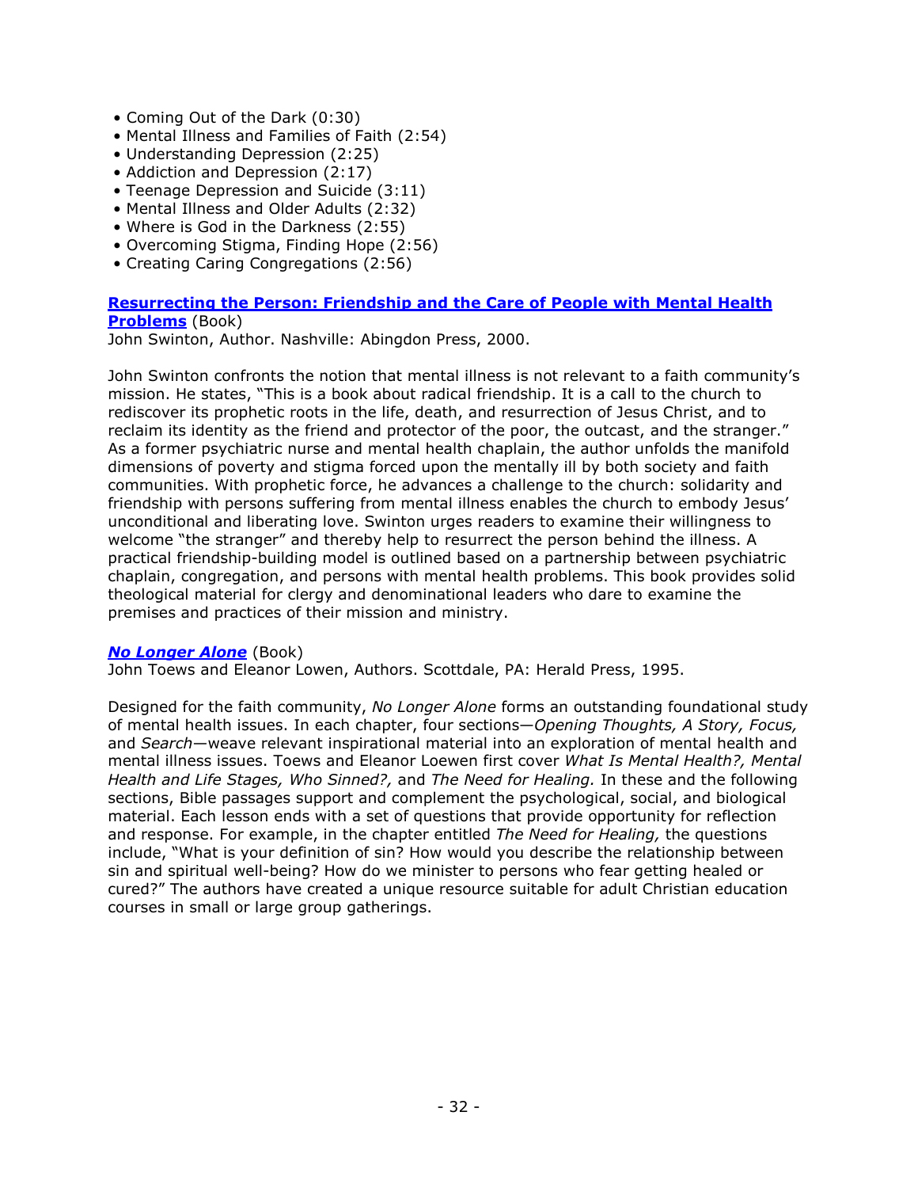- Coming Out of the Dark (0:30)
- Mental Illness and Families of Faith (2:54)
- Understanding Depression (2:25)
- Addiction and Depression (2:17)
- Teenage Depression and Suicide (3:11)
- Mental Illness and Older Adults (2:32)
- Where is God in the Darkness (2:55)
- Overcoming Stigma, Finding Hope (2:56)
- Creating Caring Congregations (2:56)

**Resurrecting the Person: Friendship and the Care of People with Mental Health Problems** (Book)
John Swinton, Author. Nashville: Abingdon Press, 2000.

John Swinton confronts the notion that mental illness is not relevant to a faith community's mission. He states, "This is a book about radical friendship. It is a call to the church to rediscover its prophetic roots in the life, death, and resurrection of Jesus Christ, and to reclaim its identity as the friend and protector of the poor, the outcast, and the stranger." As a former psychiatric nurse and mental health chaplain, the author unfolds the manifold dimensions of poverty and stigma forced upon the mentally ill by both society and faith communities. With prophetic force, he advances a challenge to the church: solidarity and friendship with persons suffering from mental illness enables the church to embody Jesus' unconditional and liberating love. Swinton urges readers to examine their willingness to welcome "the stranger" and thereby help to resurrect the person behind the illness. A practical friendship-building model is outlined based on a partnership between psychiatric chaplain, congregation, and persons with mental health problems. This book provides solid theological material for clergy and denominational leaders who dare to examine the premises and practices of their mission and ministry.

***No Longer Alone*** (Book)
John Toews and Eleanor Lowen, Authors. Scottdale, PA: Herald Press, 1995.

Designed for the faith community, *No Longer Alone* forms an outstanding foundational study of mental health issues. In each chapter, four sections—*Opening Thoughts, A Story, Focus,* and *Search*—weave relevant inspirational material into an exploration of mental health and mental illness issues. Toews and Eleanor Loewen first cover *What Is Mental Health?, Mental Health and Life Stages, Who Sinned?,* and *The Need for Healing.* In these and the following sections, Bible passages support and complement the psychological, social, and biological material. Each lesson ends with a set of questions that provide opportunity for reflection and response. For example, in the chapter entitled *The Need for Healing,* the questions include, "What is your definition of sin? How would you describe the relationship between sin and spiritual well-being? How do we minister to persons who fear getting healed or cured?" The authors have created a unique resource suitable for adult Christian education courses in small or large group gatherings.